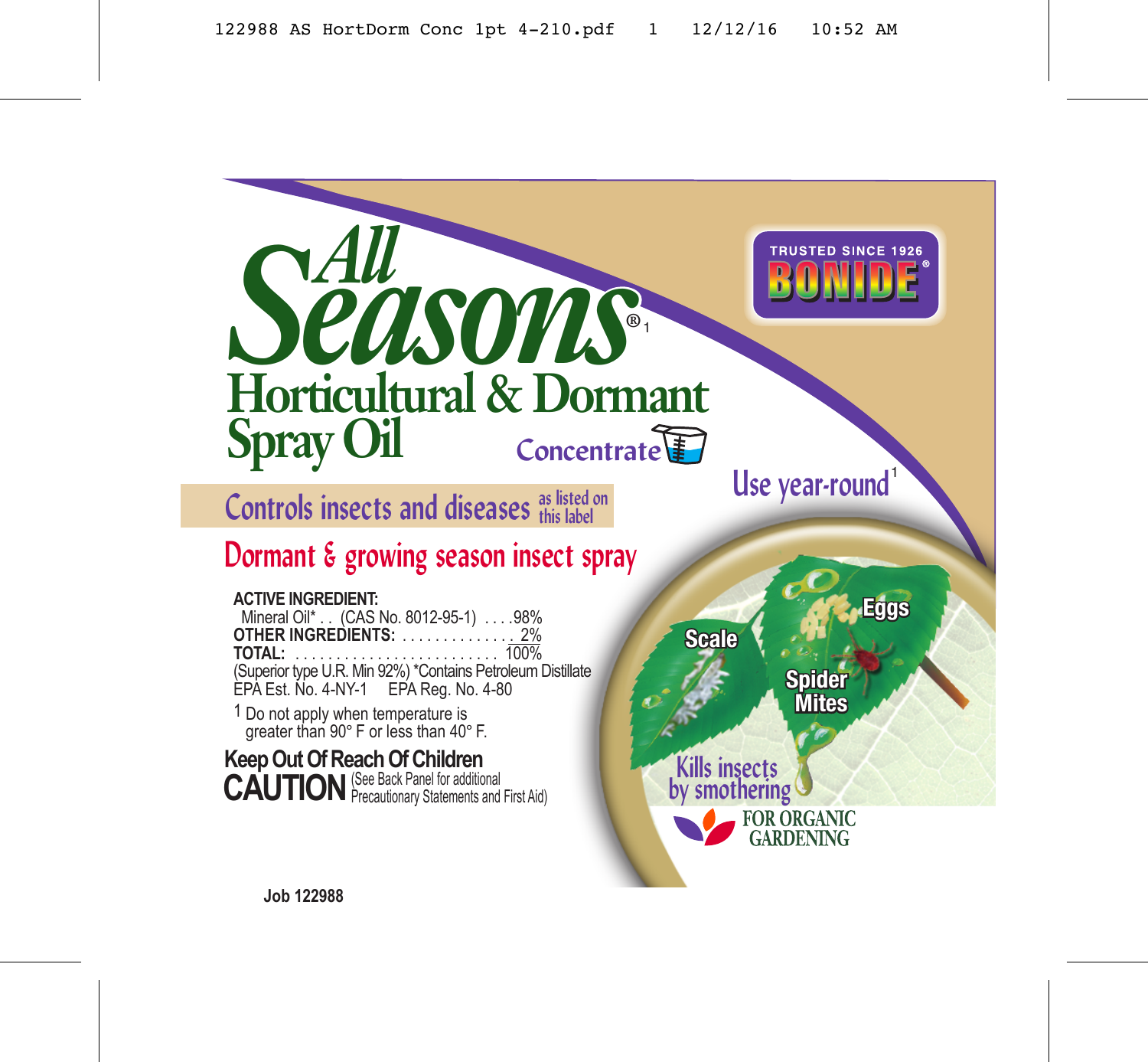TRUSTED SINCE 1926

**BONIDE®**

# All Seasons®[1]

## Horticultural & Dormant Spray Oil

Concentrate

Use year-round[1]

Controls insects and diseases as listed on this label

Dormant & growing season insect spray

**ACTIVE INGREDIENT:**

| | |
|---|---|
| Mineral Oil* . . (CAS No. 8012-95-1) . . . . | 98% |
| **OTHER INGREDIENTS:** . . . . . . . . . . . . . . | 2% |
| **TOTAL:** . . . . . . . . . . . . . . . . . . . . . . . . . . | 100% |

(Superior type U.R. Min 92%) *Contains Petroleum Distillate

EPA Est. No. 4-NY-1 EPA Reg. No. 4-80

[1] Do not apply when temperature is greater than 90° F or less than 40° F.

**Keep Out Of Reach Of Children**

**CAUTION** (See Back Panel for additional Precautionary Statements and First Aid)

Scale

Eggs

Spider Mites

Kills insects by smothering

FOR ORGANIC GARDENING

Job 122988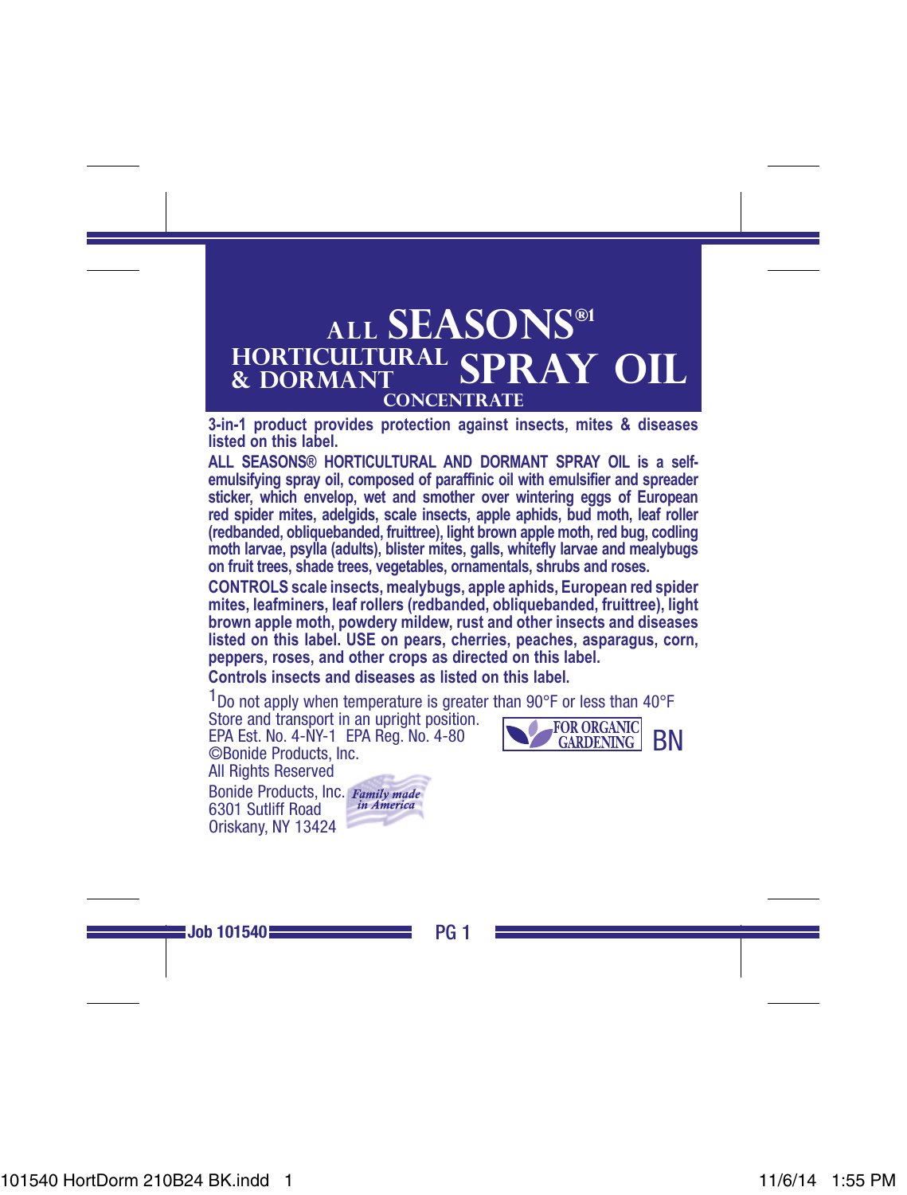# ALL SEASONS®[1] HORTICULTURAL & DORMANT SPRAY OIL CONCENTRATE

**3-in-1 product provides protection against insects, mites & diseases listed on this label.**

**ALL SEASONS® HORTICULTURAL AND DORMANT SPRAY OIL is a self-emulsifying spray oil, composed of paraffinic oil with emulsifier and spreader sticker, which envelop, wet and smother over wintering eggs of European red spider mites, adelgids, scale insects, apple aphids, bud moth, leaf roller (redbanded, obliquebanded, fruittree), light brown apple moth, red bug, codling moth larvae, psylla (adults), blister mites, galls, whitefly larvae and mealybugs on fruit trees, shade trees, vegetables, ornamentals, shrubs and roses.**

**CONTROLS scale insects, mealybugs, apple aphids, European red spider mites, leafminers, leaf rollers (redbanded, obliquebanded, fruittree), light brown apple moth, powdery mildew, rust and other insects and diseases listed on this label. USE on pears, cherries, peaches, asparagus, corn, peppers, roses, and other crops as directed on this label.**

**Controls insects and diseases as listed on this label.**

[1]Do not apply when temperature is greater than 90°F or less than 40°F

Store and transport in an upright position.

EPA Est. No. 4-NY-1 EPA Reg. No. 4-80

©Bonide Products, Inc.

All Rights Reserved

FOR ORGANIC GARDENING

BN

Bonide Products, Inc.
6301 Sutliff Road
Oriskany, NY 13424

Family made in America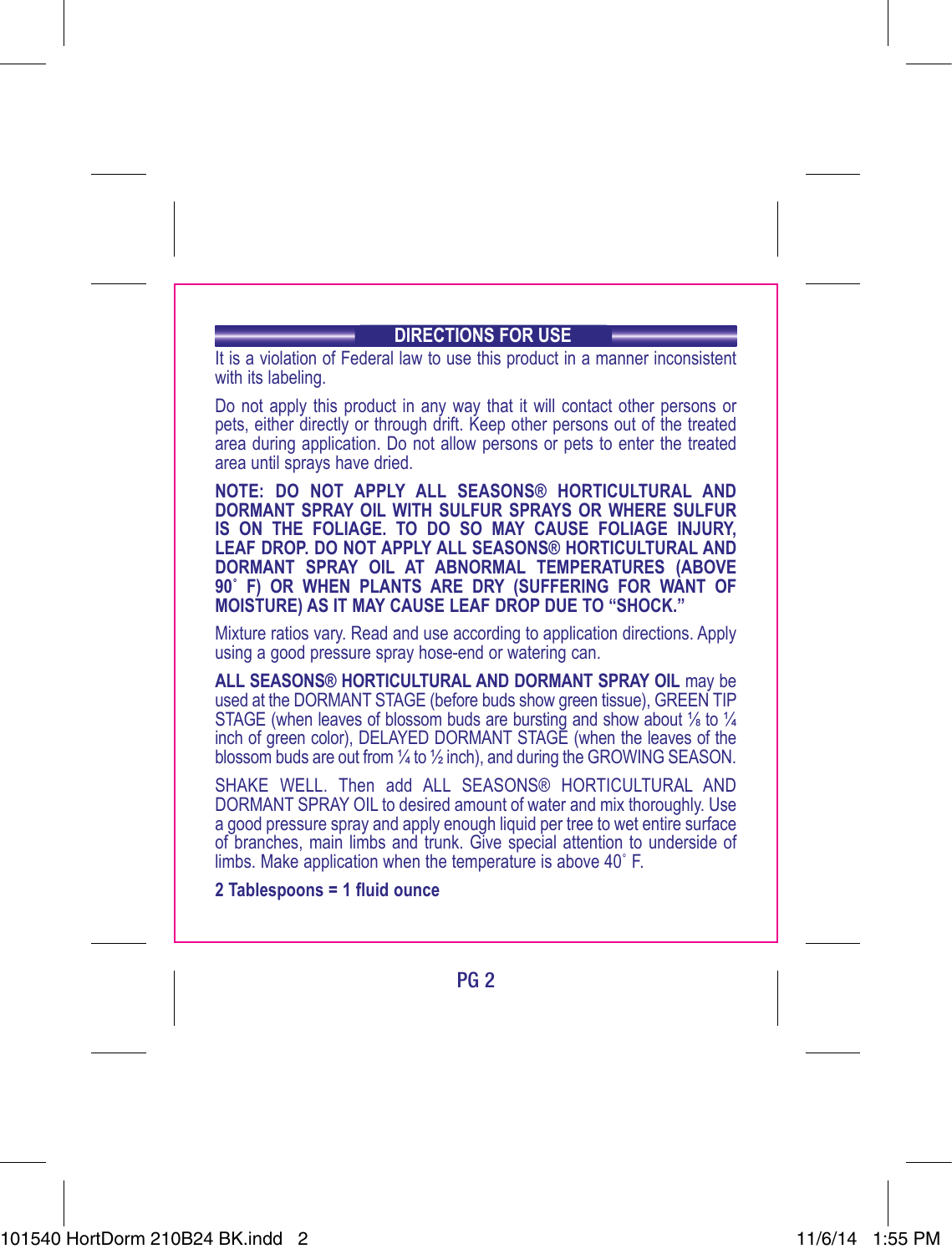## DIRECTIONS FOR USE

It is a violation of Federal law to use this product in a manner inconsistent with its labeling.

Do not apply this product in any way that it will contact other persons or pets, either directly or through drift. Keep other persons out of the treated area during application. Do not allow persons or pets to enter the treated area until sprays have dried.

**NOTE: DO NOT APPLY ALL SEASONS® HORTICULTURAL AND DORMANT SPRAY OIL WITH SULFUR SPRAYS OR WHERE SULFUR IS ON THE FOLIAGE. TO DO SO MAY CAUSE FOLIAGE INJURY, LEAF DROP. DO NOT APPLY ALL SEASONS® HORTICULTURAL AND DORMANT SPRAY OIL AT ABNORMAL TEMPERATURES (ABOVE 90˚ F) OR WHEN PLANTS ARE DRY (SUFFERING FOR WANT OF MOISTURE) AS IT MAY CAUSE LEAF DROP DUE TO "SHOCK."**

Mixture ratios vary. Read and use according to application directions. Apply using a good pressure spray hose-end or watering can.

**ALL SEASONS® HORTICULTURAL AND DORMANT SPRAY OIL** may be used at the DORMANT STAGE (before buds show green tissue), GREEN TIP STAGE (when leaves of blossom buds are bursting and show about ⅛ to ¼ inch of green color), DELAYED DORMANT STAGE (when the leaves of the blossom buds are out from ¼ to ½ inch), and during the GROWING SEASON.

SHAKE WELL. Then add ALL SEASONS® HORTICULTURAL AND DORMANT SPRAY OIL to desired amount of water and mix thoroughly. Use a good pressure spray and apply enough liquid per tree to wet entire surface of branches, main limbs and trunk. Give special attention to underside of limbs. Make application when the temperature is above 40˚ F.

**2 Tablespoons = 1 fluid ounce**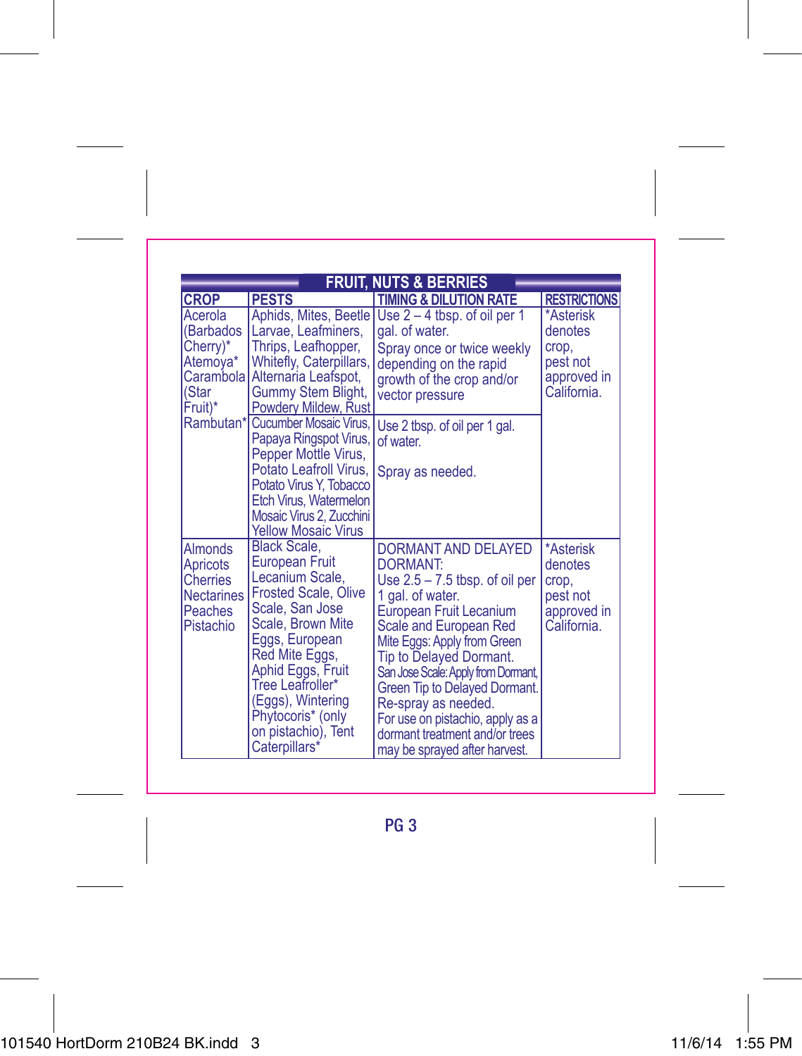## FRUIT, NUTS & BERRIES

| CROP | PESTS | TIMING & DILUTION RATE | RESTRICTIONS |
|---|---|---|---|
| Acerola (Barbados Cherry)* Atemoya* Carambola (Star Fruit)* Rambutan* | Aphids, Mites, Beetle Larvae, Leafminers, Thrips, Leafhopper, Whitefly, Caterpillars, Alternaria Leafspot, Gummy Stem Blight, Powdery Mildew, Rust | Use 2 – 4 tbsp. of oil per 1 gal. of water. Spray once or twice weekly depending on the rapid growth of the crop and/or vector pressure | *Asterisk denotes crop, pest not approved in California. |
| | Cucumber Mosaic Virus, Papaya Ringspot Virus, Pepper Mottle Virus, Potato Leafroll Virus, Potato Virus Y, Tobacco Etch Virus, Watermelon Mosaic Virus 2, Zucchini Yellow Mosaic Virus | Use 2 tbsp. of oil per 1 gal. of water. Spray as needed. | |
| Almonds Apricots Cherries Nectarines Peaches Pistachio | Black Scale, European Fruit Lecanium Scale, Frosted Scale, Olive Scale, San Jose Scale, Brown Mite Eggs, European Red Mite Eggs, Aphid Eggs, Fruit Tree Leafroller* (Eggs), Wintering Phytocoris* (only on pistachio), Tent Caterpillars* | DORMANT AND DELAYED DORMANT: Use 2.5 – 7.5 tbsp. of oil per 1 gal. of water. European Fruit Lecanium Scale and European Red Mite Eggs: Apply from Green Tip to Delayed Dormant. San Jose Scale: Apply from Dormant, Green Tip to Delayed Dormant. Re-spray as needed. For use on pistachio, apply as a dormant treatment and/or trees may be sprayed after harvest. | *Asterisk denotes crop, pest not approved in California. |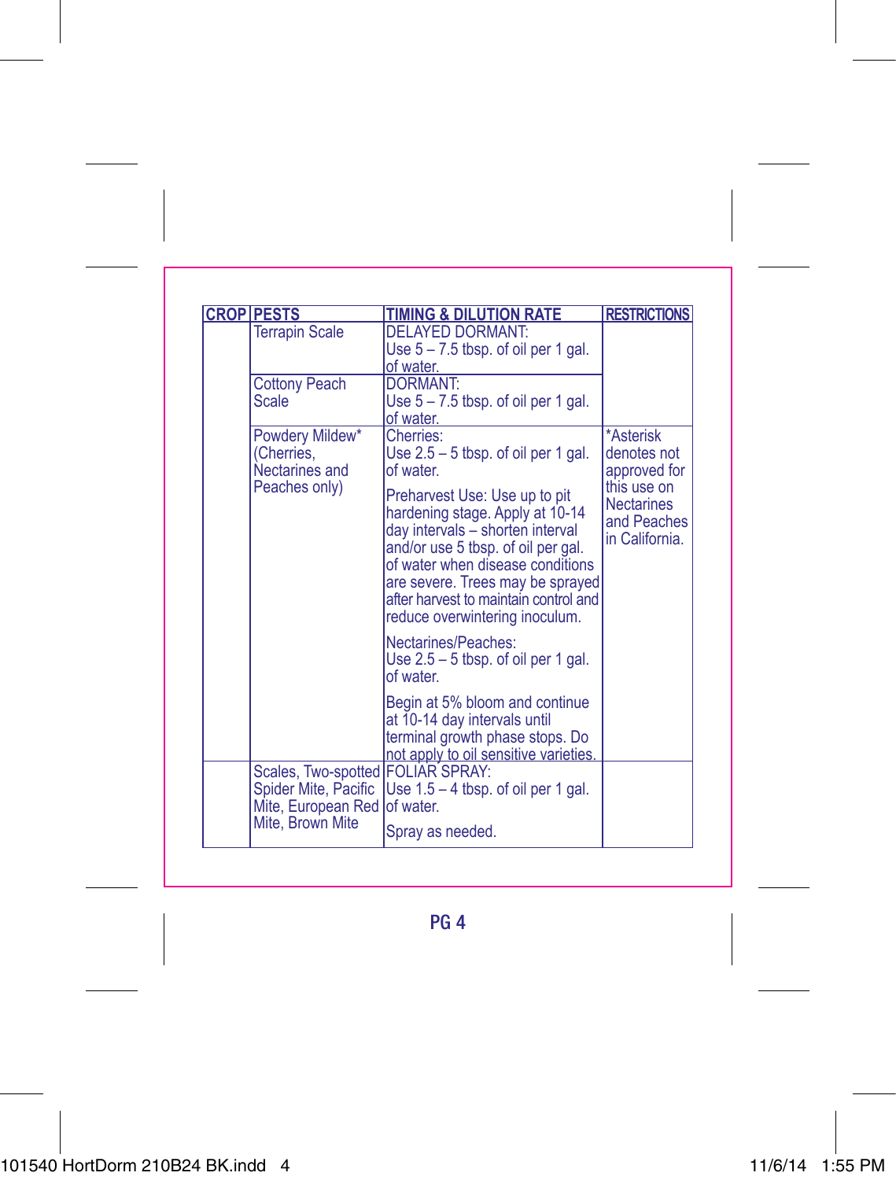| CROP | PESTS | TIMING & DILUTION RATE | RESTRICTIONS |
|---|---|---|---|
| | Terrapin Scale | DELAYED DORMANT: Use 5 – 7.5 tbsp. of oil per 1 gal. of water. | |
| | Cottony Peach Scale | DORMANT: Use 5 – 7.5 tbsp. of oil per 1 gal. of water. | |
| | Powdery Mildew* (Cherries, Nectarines and Peaches only) | Cherries: Use 2.5 – 5 tbsp. of oil per 1 gal. of water.<br><br>Preharvest Use: Use up to pit hardening stage. Apply at 10-14 day intervals – shorten interval and/or use 5 tbsp. of oil per gal. of water when disease conditions are severe. Trees may be sprayed after harvest to maintain control and reduce overwintering inoculum.<br><br>Nectarines/Peaches: Use 2.5 – 5 tbsp. of oil per 1 gal. of water.<br><br>Begin at 5% bloom and continue at 10-14 day intervals until terminal growth phase stops. Do not apply to oil sensitive varieties. | *Asterisk denotes not approved for this use on Nectarines and Peaches in California. |
| | Scales, Two-spotted Spider Mite, Pacific Mite, European Red Mite, Brown Mite | FOLIAR SPRAY: Use 1.5 – 4 tbsp. of oil per 1 gal. of water.<br><br>Spray as needed. | |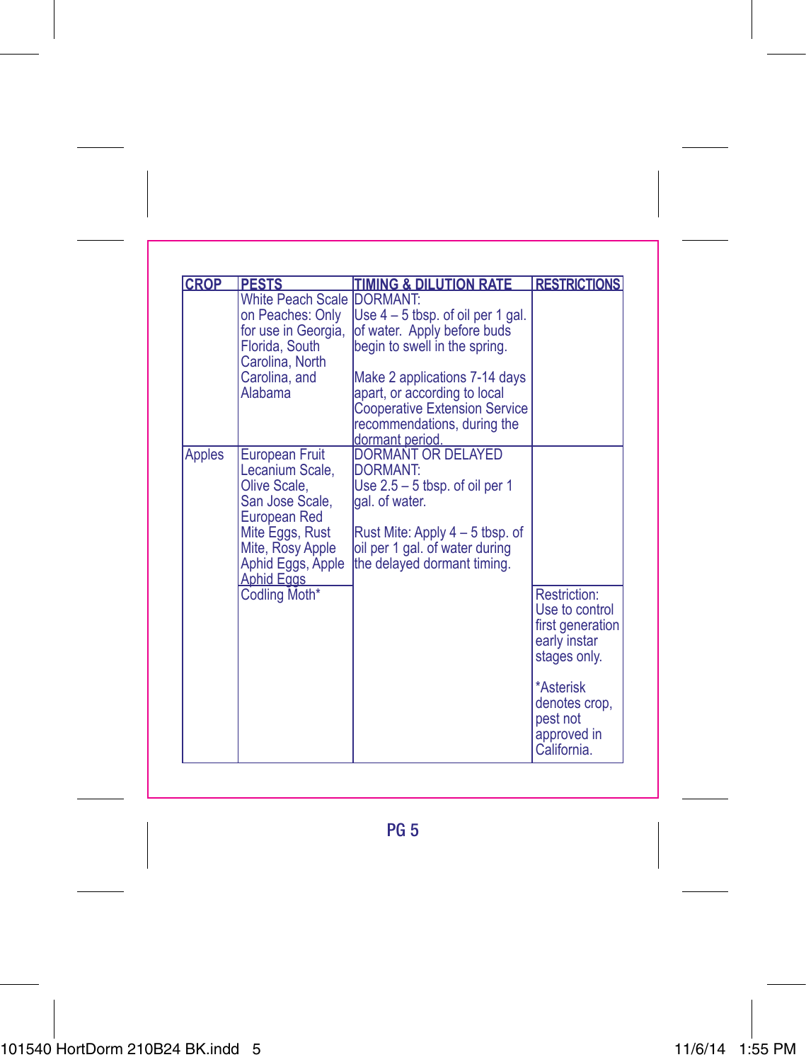| CROP | PESTS | TIMING & DILUTION RATE | RESTRICTIONS |
|---|---|---|---|
| | White Peach Scale on Peaches: Only for use in Georgia, Florida, South Carolina, North Carolina, and Alabama | DORMANT:<br>Use 4 – 5 tbsp. of oil per 1 gal. of water. Apply before buds begin to swell in the spring.<br><br>Make 2 applications 7-14 days apart, or according to local Cooperative Extension Service recommendations, during the dormant period. | |
| Apples | European Fruit Lecanium Scale, Olive Scale, San Jose Scale, European Red Mite Eggs, Rust Mite, Rosy Apple Aphid Eggs, Apple Aphid Eggs | DORMANT OR DELAYED DORMANT:<br>Use 2.5 – 5 tbsp. of oil per 1 gal. of water.<br><br>Rust Mite: Apply 4 – 5 tbsp. of oil per 1 gal. of water during the delayed dormant timing. | |
| | Codling Moth* | | Restriction: Use to control first generation early instar stages only.<br><br>*Asterisk denotes crop, pest not approved in California. |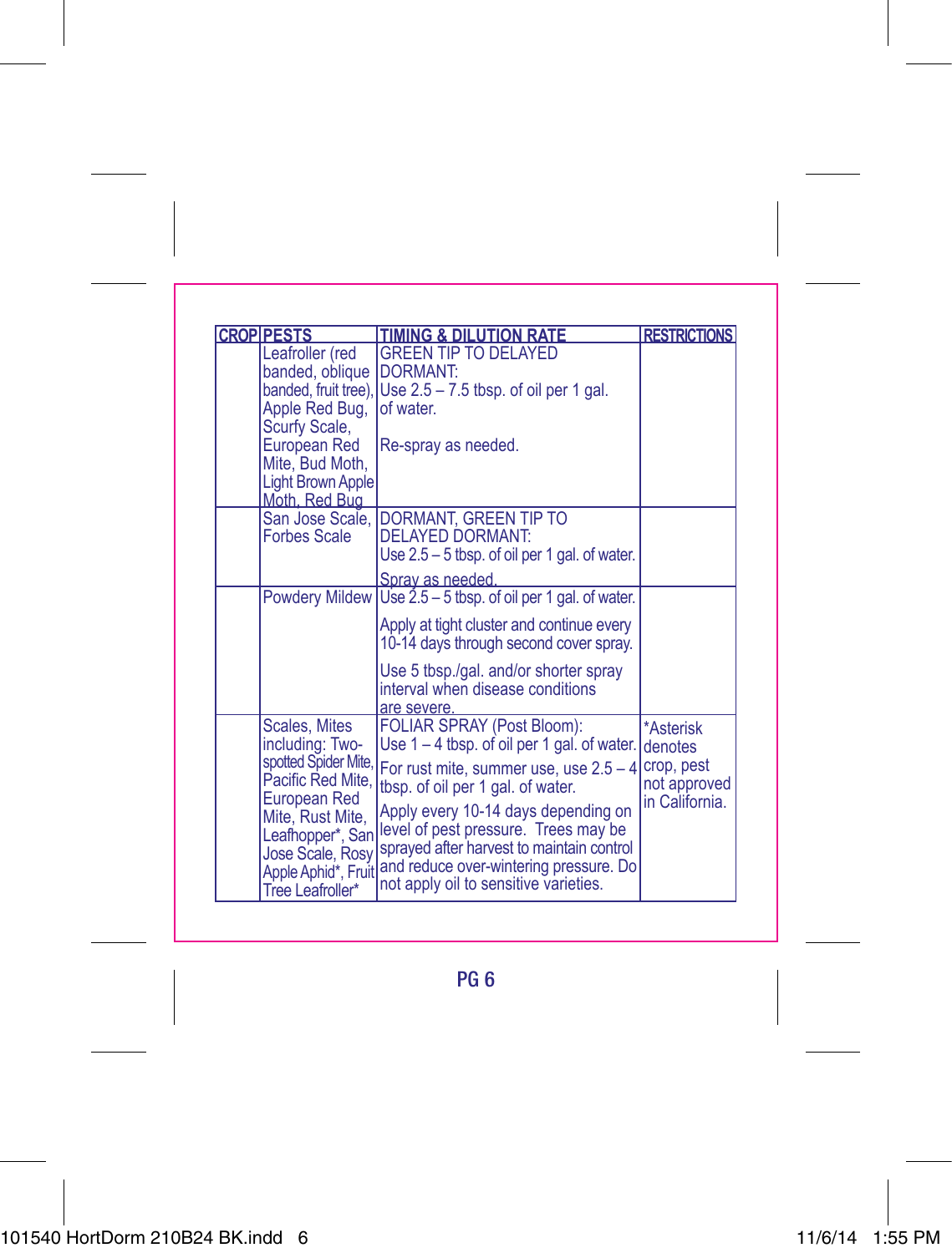| CROP | PESTS | TIMING & DILUTION RATE | RESTRICTIONS |
|---|---|---|---|
| | Leafroller (red banded, oblique banded, fruit tree), Apple Red Bug, Scurfy Scale, European Red Mite, Bud Moth, Light Brown Apple Moth, Red Bug | GREEN TIP TO DELAYED DORMANT: Use 2.5 – 7.5 tbsp. of oil per 1 gal. of water. Re-spray as needed. | |
| | San Jose Scale, Forbes Scale | DORMANT, GREEN TIP TO DELAYED DORMANT: Use 2.5 – 5 tbsp. of oil per 1 gal. of water. Spray as needed. | |
| | Powdery Mildew | Use 2.5 – 5 tbsp. of oil per 1 gal. of water. Apply at tight cluster and continue every 10-14 days through second cover spray. Use 5 tbsp./gal. and/or shorter spray interval when disease conditions are severe. | |
| | Scales, Mites including: Two-spotted Spider Mite, Pacific Red Mite, European Red Mite, Rust Mite, Leafhopper*, San Jose Scale, Rosy Apple Aphid*, Fruit Tree Leafroller* | FOLIAR SPRAY (Post Bloom): Use 1 – 4 tbsp. of oil per 1 gal. of water. For rust mite, summer use, use 2.5 – 4 tbsp. of oil per 1 gal. of water. Apply every 10-14 days depending on level of pest pressure. Trees may be sprayed after harvest to maintain control and reduce over-wintering pressure. Do not apply oil to sensitive varieties. | *Asterisk denotes crop, pest not approved in California. |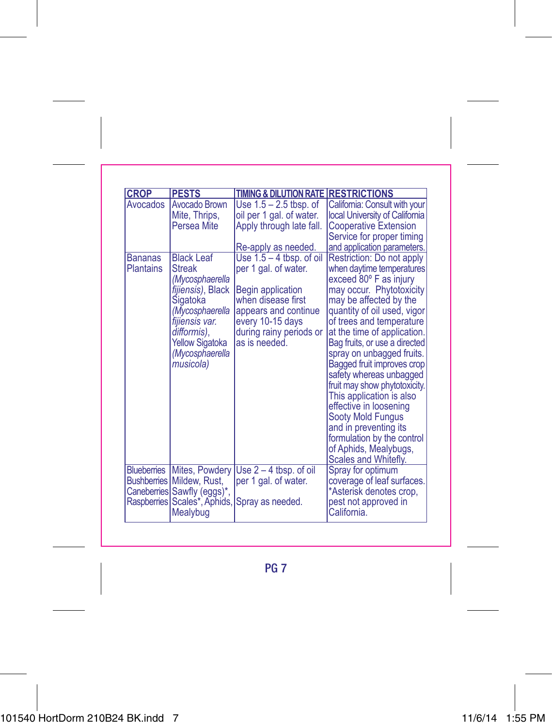| CROP | PESTS | TIMING & DILUTION RATE | RESTRICTIONS |
|---|---|---|---|
| Avocados | Avocado Brown Mite, Thrips, Persea Mite | Use 1.5 – 2.5 tbsp. of oil per 1 gal. of water. Apply through late fall.<br><br>Re-apply as needed. | California: Consult with your local University of California Cooperative Extension Service for proper timing and application parameters. |
| Bananas Plantains | Black Leaf Streak *(Mycosphaerella fijiensis)*, Black Sigatoka *(Mycosphaerella fijiensis var. difformis)*, Yellow Sigatoka *(Mycosphaerella musicola)* | Use 1.5 – 4 tbsp. of oil per 1 gal. of water.<br><br>Begin application when disease first appears and continue every 10-15 days during rainy periods or as is needed. | Restriction: Do not apply when daytime temperatures exceed 80º F as injury may occur. Phytotoxicity may be affected by the quantity of oil used, vigor of trees and temperature at the time of application. Bag fruits, or use a directed spray on unbagged fruits. Bagged fruit improves crop safety whereas unbagged fruit may show phytotoxicity. This application is also effective in loosening Sooty Mold Fungus and in preventing its formulation by the control of Aphids, Mealybugs, Scales and Whitefly. |
| Blueberries Bushberries Caneberries Raspberries | Mites, Powdery Mildew, Rust, Sawfly (eggs)*, Scales*, Aphids, Mealybug | Use 2 – 4 tbsp. of oil per 1 gal. of water.<br><br>Spray as needed. | Spray for optimum coverage of leaf surfaces. *Asterisk denotes crop, pest not approved in California. |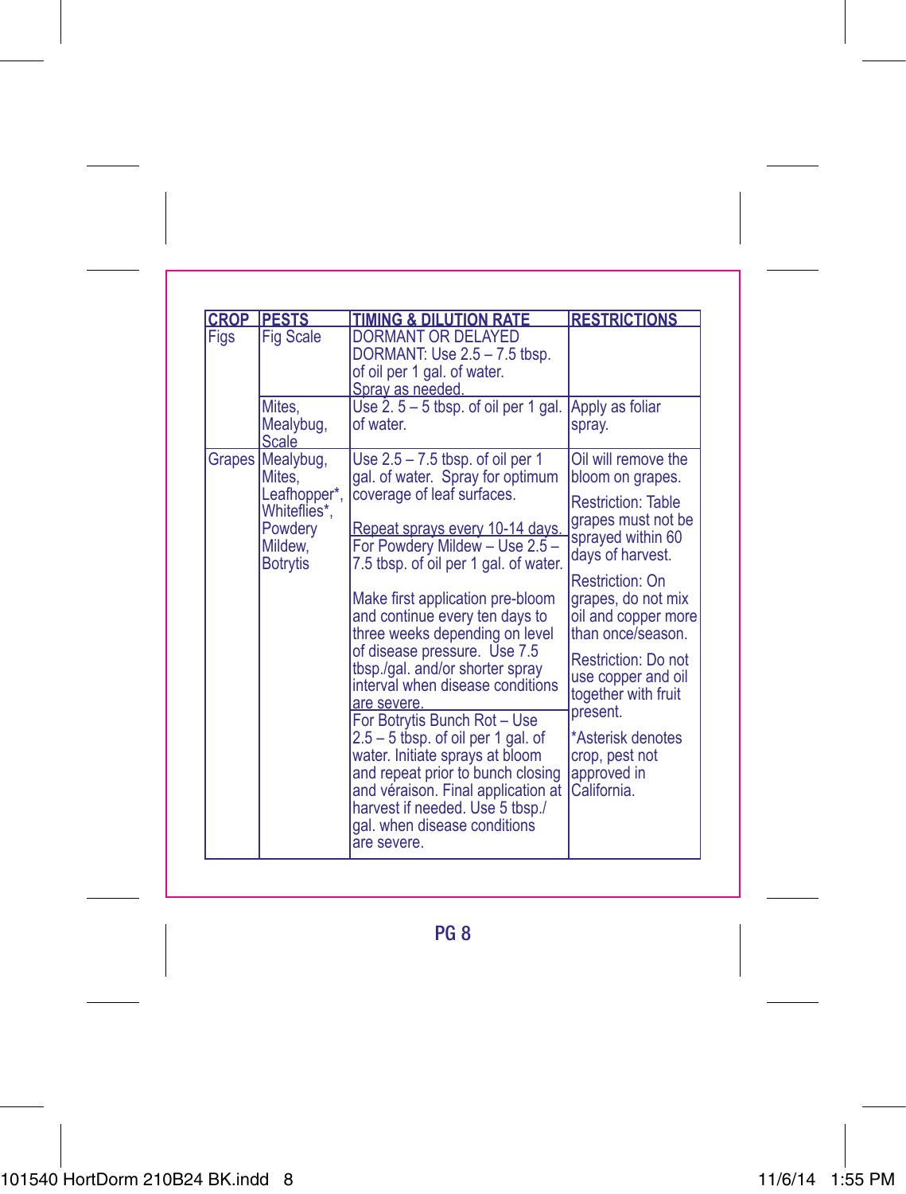| CROP | PESTS | TIMING & DILUTION RATE | RESTRICTIONS |
|---|---|---|---|
| Figs | Fig Scale | DORMANT OR DELAYED DORMANT: Use 2.5 – 7.5 tbsp. of oil per 1 gal. of water. Spray as needed. | |
| | Mites, Mealybug, Scale | Use 2. 5 – 5 tbsp. of oil per 1 gal. of water. | Apply as foliar spray. |
| Grapes | Mealybug, Mites, Leafhopper*, Whiteflies*, Powdery Mildew, Botrytis | Use 2.5 – 7.5 tbsp. of oil per 1 gal. of water. Spray for optimum coverage of leaf surfaces.<br><br>Repeat sprays every 10-14 days. | Oil will remove the bloom on grapes.<br><br>Restriction: Table grapes must not be sprayed within 60 days of harvest.<br><br>Restriction: On grapes, do not mix oil and copper more than once/season.<br><br>Restriction: Do not use copper and oil together with fruit present.<br><br>*Asterisk denotes crop, pest not approved in California. |
| | | For Powdery Mildew – Use 2.5 – 7.5 tbsp. of oil per 1 gal. of water.<br><br>Make first application pre-bloom and continue every ten days to three weeks depending on level of disease pressure. Use 7.5 tbsp./gal. and/or shorter spray interval when disease conditions are severe. | |
| | | For Botrytis Bunch Rot – Use 2.5 – 5 tbsp. of oil per 1 gal. of water. Initiate sprays at bloom and repeat prior to bunch closing and véraison. Final application at harvest if needed. Use 5 tbsp./gal. when disease conditions are severe. | |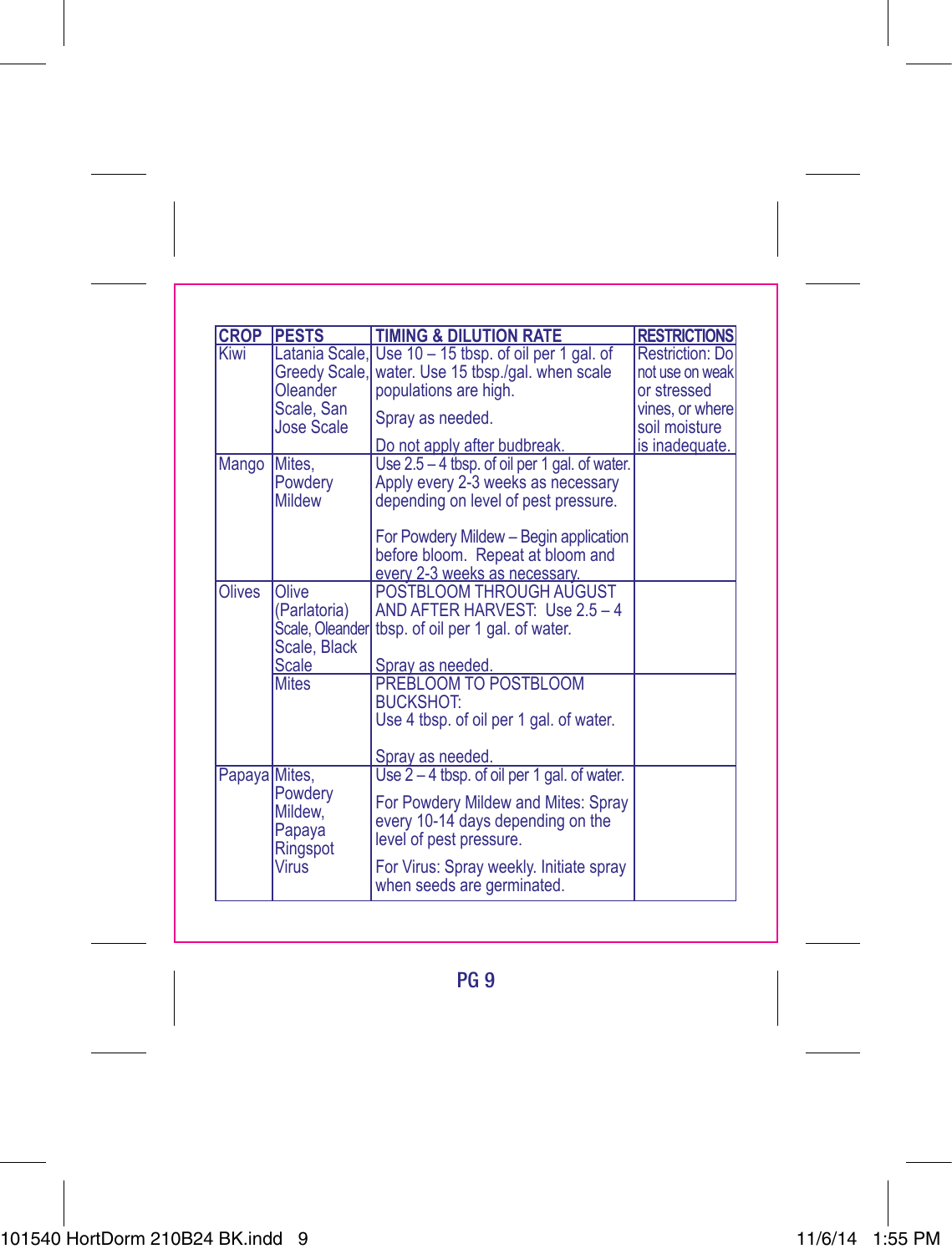| CROP | PESTS | TIMING & DILUTION RATE | RESTRICTIONS |
|---|---|---|---|
| Kiwi | Latania Scale, Greedy Scale, Oleander Scale, San Jose Scale | Use 10 – 15 tbsp. of oil per 1 gal. of water. Use 15 tbsp./gal. when scale populations are high.<br><br>Spray as needed.<br><br>Do not apply after budbreak. | Restriction: Do not use on weak or stressed vines, or where soil moisture is inadequate. |
| Mango | Mites, Powdery Mildew | Use 2.5 – 4 tbsp. of oil per 1 gal. of water. Apply every 2-3 weeks as necessary depending on level of pest pressure.<br><br>For Powdery Mildew – Begin application before bloom. Repeat at bloom and every 2-3 weeks as necessary. | |
| Olives | Olive (Parlatoria) Scale, Oleander Scale, Black Scale | POSTBLOOM THROUGH AUGUST AND AFTER HARVEST: Use 2.5 – 4 tbsp. of oil per 1 gal. of water.<br><br>Spray as needed. | |
| | Mites | PREBLOOM TO POSTBLOOM BUCKSHOT:<br>Use 4 tbsp. of oil per 1 gal. of water.<br><br>Spray as needed. | |
| Papaya | Mites, Powdery Mildew, Papaya Ringspot Virus | Use 2 – 4 tbsp. of oil per 1 gal. of water.<br><br>For Powdery Mildew and Mites: Spray every 10-14 days depending on the level of pest pressure.<br><br>For Virus: Spray weekly. Initiate spray when seeds are germinated. | |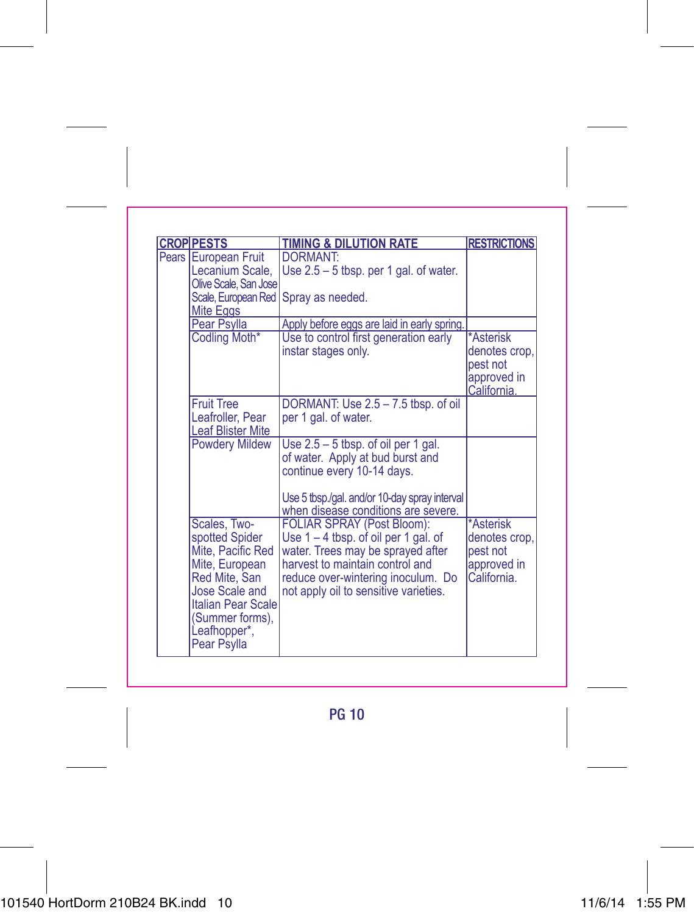| CROP | PESTS | TIMING & DILUTION RATE | RESTRICTIONS |
|---|---|---|---|
| Pears | European Fruit Lecanium Scale, Olive Scale, San Jose Scale, European Red Mite Eggs | DORMANT:<br>Use 2.5 – 5 tbsp. per 1 gal. of water.<br><br>Spray as needed. | |
| | Pear Psylla | Apply before eggs are laid in early spring. | |
| | Codling Moth* | Use to control first generation early instar stages only. | *Asterisk denotes crop, pest not approved in California. |
| | Fruit Tree Leafroller, Pear Leaf Blister Mite | DORMANT: Use 2.5 – 7.5 tbsp. of oil per 1 gal. of water. | |
| | Powdery Mildew | Use 2.5 – 5 tbsp. of oil per 1 gal. of water. Apply at bud burst and continue every 10-14 days.<br><br>Use 5 tbsp./gal. and/or 10-day spray interval when disease conditions are severe. | |
| | Scales, Two-spotted Spider Mite, Pacific Red Mite, European Red Mite, San Jose Scale and Italian Pear Scale (Summer forms), Leafhopper*, Pear Psylla | FOLIAR SPRAY (Post Bloom):<br>Use 1 – 4 tbsp. of oil per 1 gal. of water. Trees may be sprayed after harvest to maintain control and reduce over-wintering inoculum. Do not apply oil to sensitive varieties. | *Asterisk denotes crop, pest not approved in California. |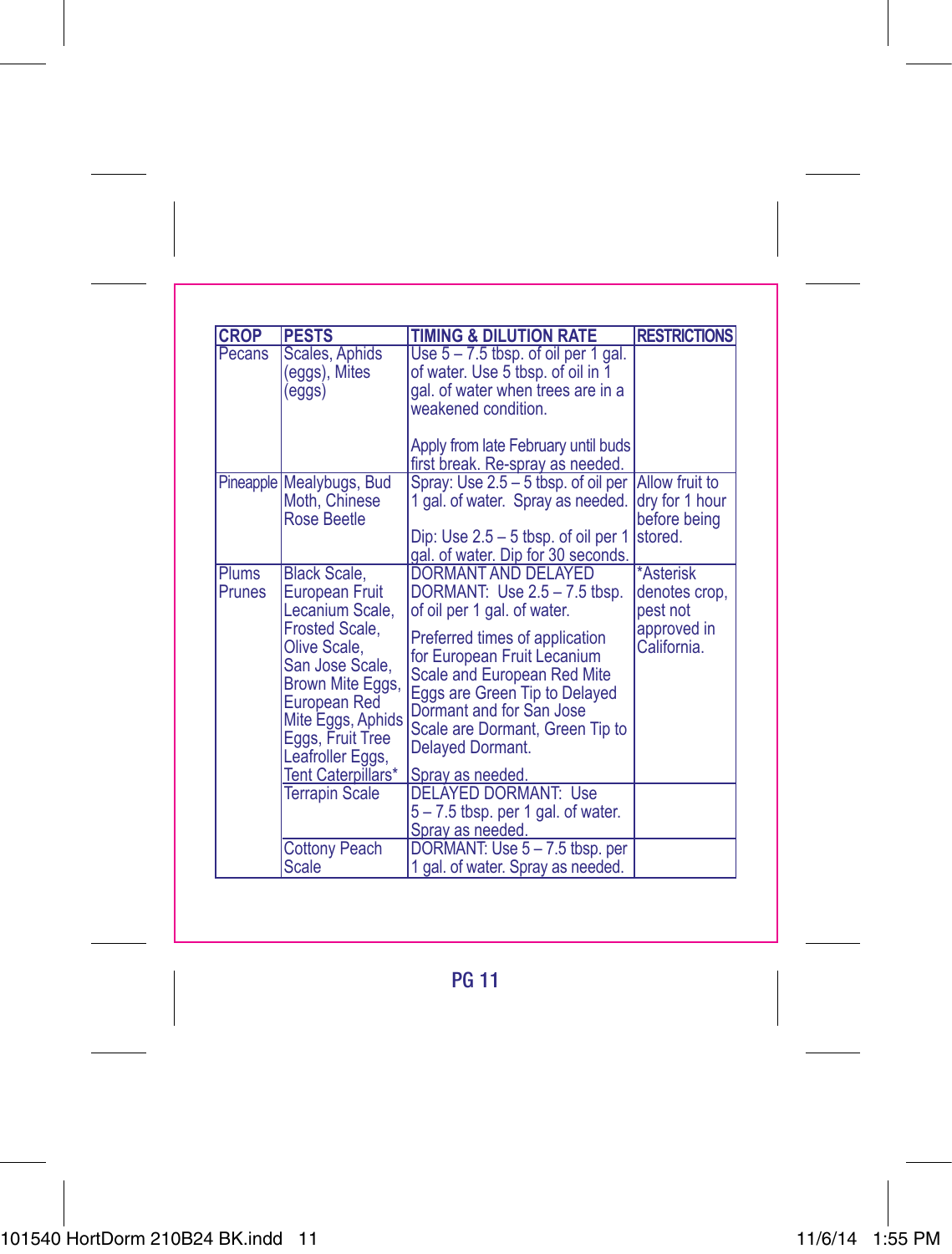| CROP | PESTS | TIMING & DILUTION RATE | RESTRICTIONS |
|---|---|---|---|
| Pecans | Scales, Aphids (eggs), Mites (eggs) | Use 5 – 7.5 tbsp. of oil per 1 gal. of water. Use 5 tbsp. of oil in 1 gal. of water when trees are in a weakened condition.<br><br>Apply from late February until buds first break. Re-spray as needed. | |
| Pineapple | Mealybugs, Bud Moth, Chinese Rose Beetle | Spray: Use 2.5 – 5 tbsp. of oil per 1 gal. of water. Spray as needed.<br><br>Dip: Use 2.5 – 5 tbsp. of oil per 1 gal. of water. Dip for 30 seconds. | Allow fruit to dry for 1 hour before being stored. |
| Plums<br>Prunes | Black Scale, European Fruit Lecanium Scale, Frosted Scale, Olive Scale, San Jose Scale, Brown Mite Eggs, European Red Mite Eggs, Aphids Eggs, Fruit Tree Leafroller Eggs, Tent Caterpillars* | DORMANT AND DELAYED DORMANT: Use 2.5 – 7.5 tbsp. of oil per 1 gal. of water.<br><br>Preferred times of application for European Fruit Lecanium Scale and European Red Mite Eggs are Green Tip to Delayed Dormant and for San Jose Scale are Dormant, Green Tip to Delayed Dormant.<br><br>Spray as needed. | *Asterisk denotes crop, pest not approved in California. |
| | Terrapin Scale | DELAYED DORMANT: Use 5 – 7.5 tbsp. per 1 gal. of water. Spray as needed. | |
| | Cottony Peach Scale | DORMANT: Use 5 – 7.5 tbsp. per 1 gal. of water. Spray as needed. | |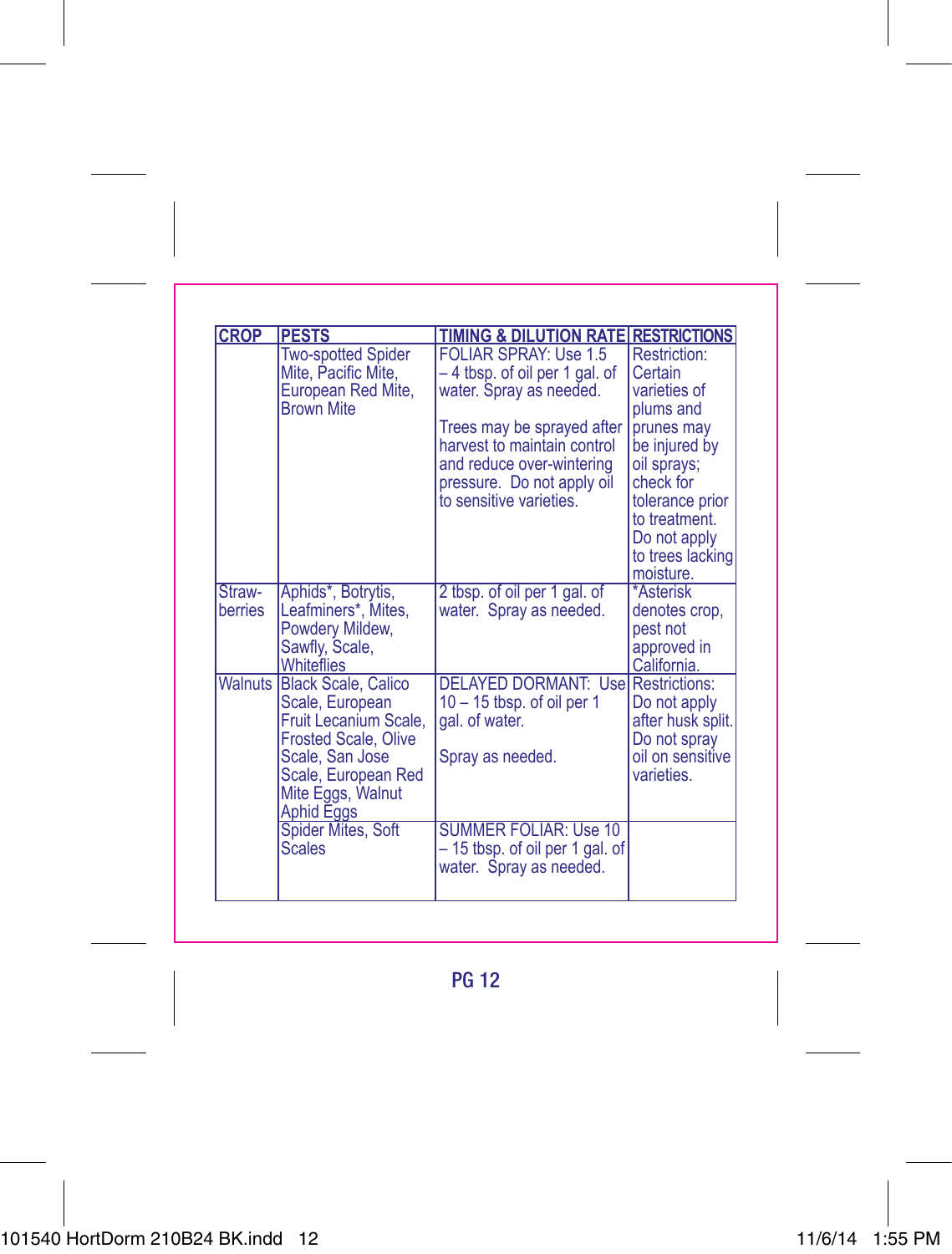| CROP | PESTS | TIMING & DILUTION RATE | RESTRICTIONS |
|---|---|---|---|
| | Two-spotted Spider Mite, Pacific Mite, European Red Mite, Brown Mite | FOLIAR SPRAY: Use 1.5 – 4 tbsp. of oil per 1 gal. of water. Spray as needed.<br><br>Trees may be sprayed after harvest to maintain control and reduce over-wintering pressure. Do not apply oil to sensitive varieties. | Restriction: Certain varieties of plums and prunes may be injured by oil sprays; check for tolerance prior to treatment. Do not apply to trees lacking moisture. |
| Straw-berries | Aphids*, Botrytis, Leafminers*, Mites, Powdery Mildew, Sawfly, Scale, Whiteflies | 2 tbsp. of oil per 1 gal. of water. Spray as needed. | *Asterisk denotes crop, pest not approved in California. |
| Walnuts | Black Scale, Calico Scale, European Fruit Lecanium Scale, Frosted Scale, Olive Scale, San Jose Scale, European Red Mite Eggs, Walnut Aphid Eggs | DELAYED DORMANT: Use 10 – 15 tbsp. of oil per 1 gal. of water.<br><br>Spray as needed. | Restrictions: Do not apply after husk split. Do not spray oil on sensitive varieties. |
| | Spider Mites, Soft Scales | SUMMER FOLIAR: Use 10 – 15 tbsp. of oil per 1 gal. of water. Spray as needed. | |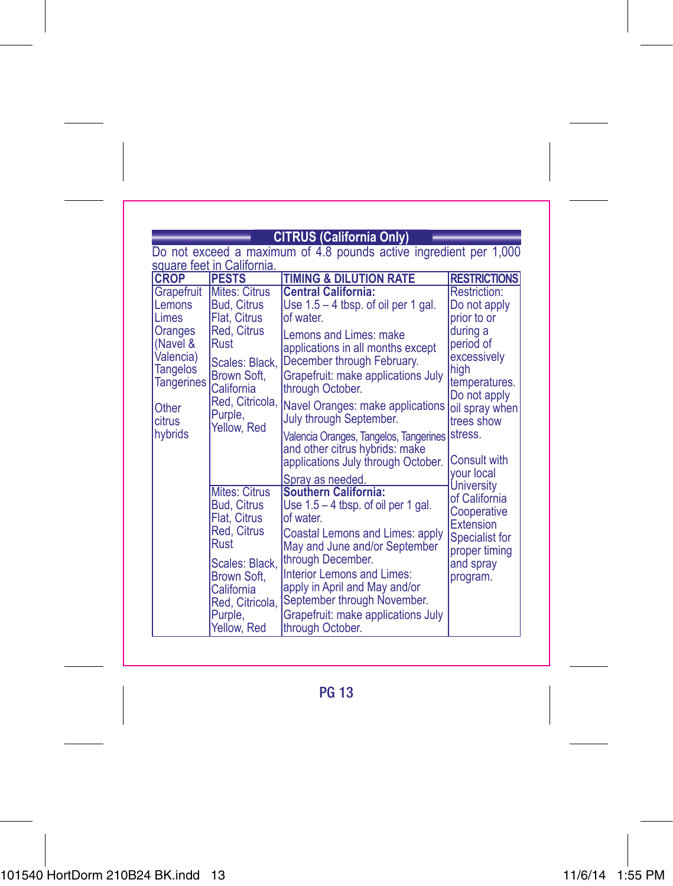## CITRUS (California Only)

Do not exceed a maximum of 4.8 pounds active ingredient per 1,000 square feet in California.

| CROP | PESTS | TIMING & DILUTION RATE | RESTRICTIONS |
|---|---|---|---|
| Grapefruit<br>Lemons<br>Limes<br>Oranges (Navel & Valencia)<br>Tangelos<br>Tangerines<br><br>Other citrus hybrids | Mites: Citrus Bud, Citrus Flat, Citrus Red, Citrus Rust<br><br>Scales: Black, Brown Soft, California Red, Citricola, Purple, Yellow, Red | **Central California:**<br>Use 1.5 – 4 tbsp. of oil per 1 gal. of water.<br><br>Lemons and Limes: make applications in all months except December through February.<br><br>Grapefruit: make applications July through October.<br><br>Navel Oranges: make applications July through September.<br><br>Valencia Oranges, Tangelos, Tangerines and other citrus hybrids: make applications July through October.<br><br>Spray as needed. | Restriction: Do not apply prior to or during a period of excessively high temperatures. Do not apply oil spray when trees show stress.<br><br>Consult with your local University of California Cooperative Extension Specialist for proper timing and spray program. |
| | Mites: Citrus Bud, Citrus Flat, Citrus Red, Citrus Rust<br><br>Scales: Black, Brown Soft, California Red, Citricola, Purple, Yellow, Red | **Southern California:**<br>Use 1.5 – 4 tbsp. of oil per 1 gal. of water.<br><br>Coastal Lemons and Limes: apply May and June and/or September through December.<br><br>Interior Lemons and Limes: apply in April and May and/or September through November.<br><br>Grapefruit: make applications July through October. | |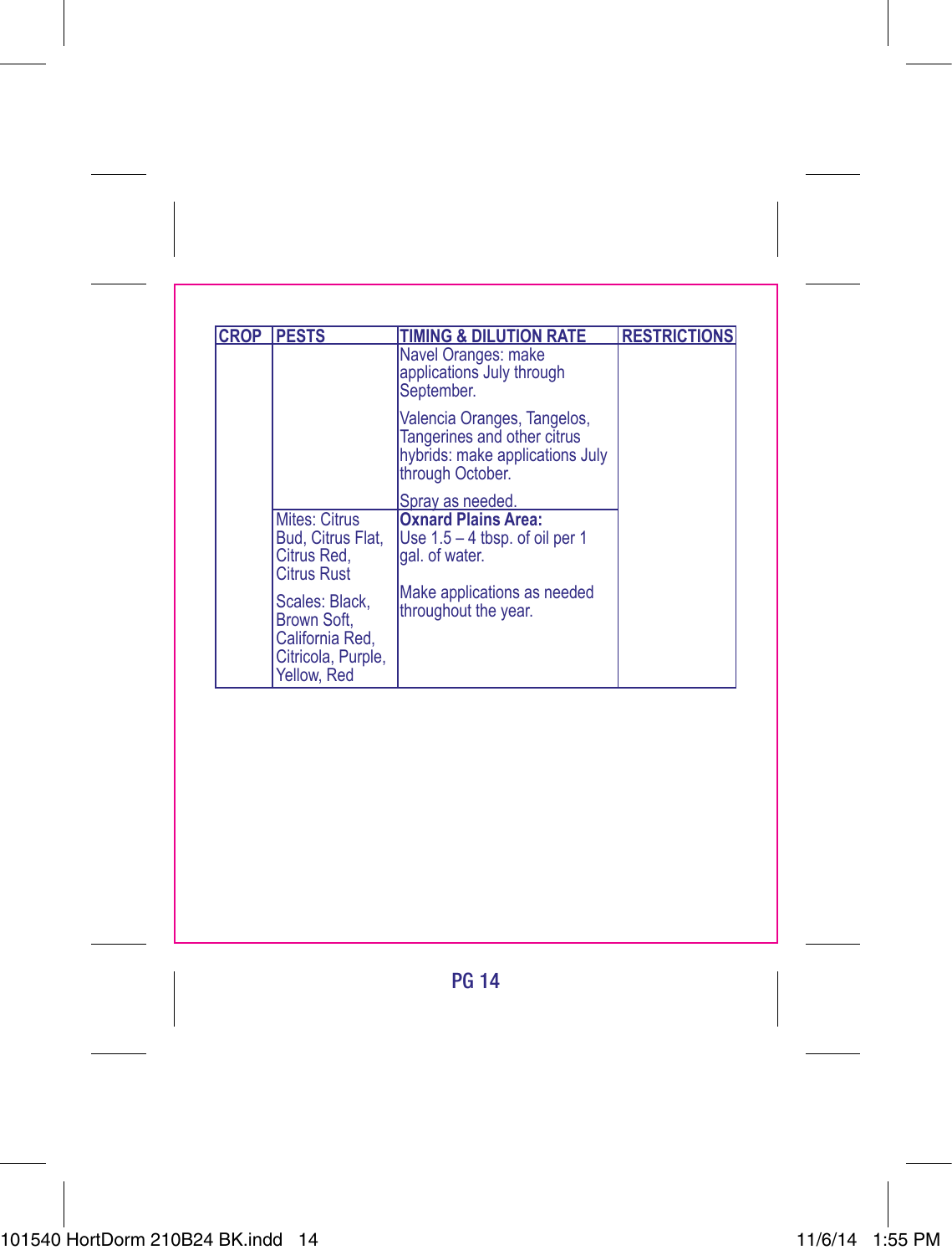| CROP | PESTS | TIMING & DILUTION RATE | RESTRICTIONS |
|---|---|---|---|
| | | Navel Oranges: make applications July through September.<br><br>Valencia Oranges, Tangelos, Tangerines and other citrus hybrids: make applications July through October.<br><br>Spray as needed. | |
| | Mites: Citrus Bud, Citrus Flat, Citrus Red, Citrus Rust<br><br>Scales: Black, Brown Soft, California Red, Citricola, Purple, Yellow, Red | **Oxnard Plains Area:**<br>Use 1.5 – 4 tbsp. of oil per 1 gal. of water.<br><br>Make applications as needed throughout the year. | |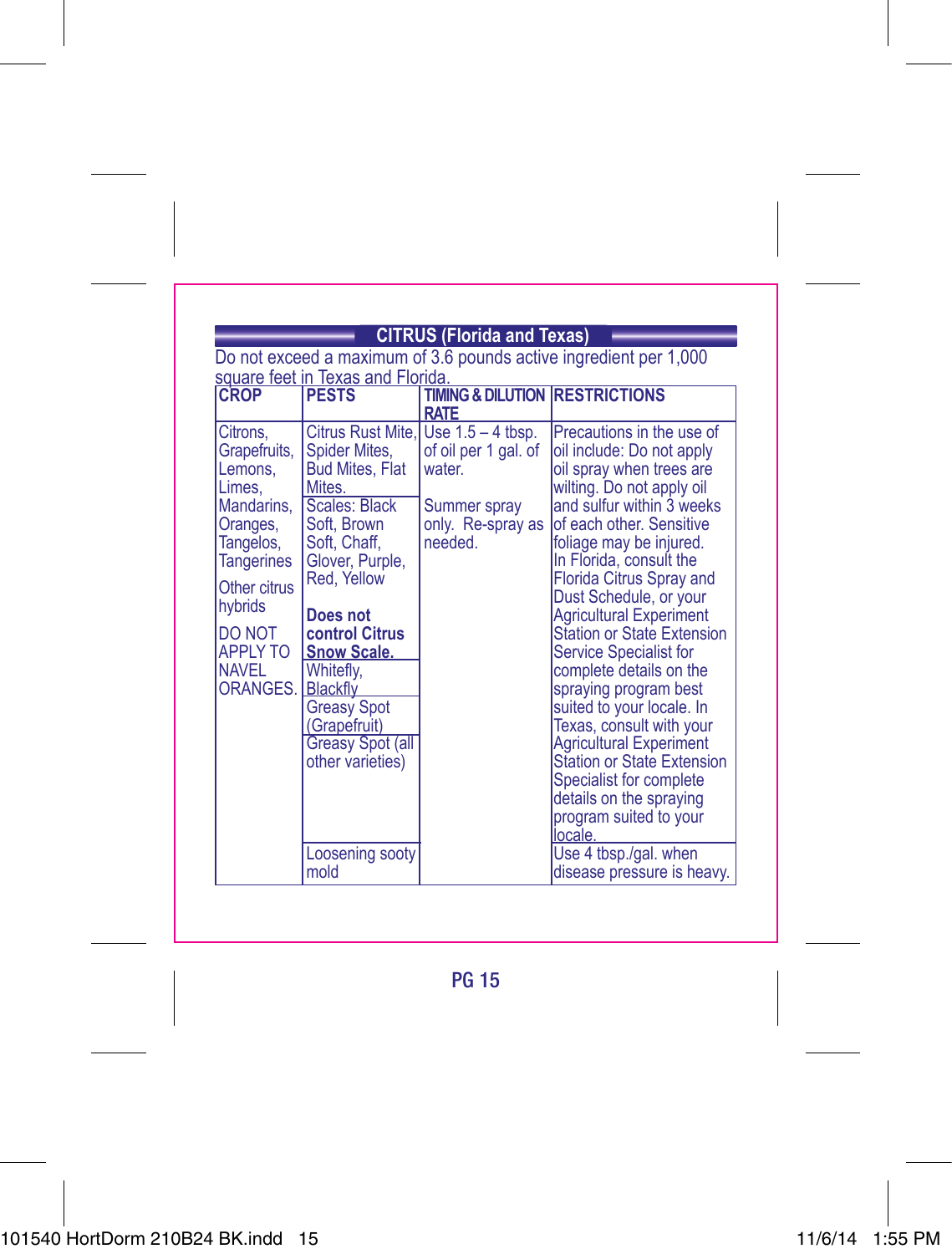## CITRUS (Florida and Texas)

Do not exceed a maximum of 3.6 pounds active ingredient per 1,000 square feet in Texas and Florida.

| CROP | PESTS | TIMING & DILUTION RATE | RESTRICTIONS |
|---|---|---|---|
| Citrons, Grapefruits, Lemons, Limes, Mandarins, Oranges, Tangelos, Tangerines<br><br>Other citrus hybrids<br><br>DO NOT APPLY TO NAVEL ORANGES. | Citrus Rust Mite, Spider Mites, Bud Mites, Flat Mites. | Use 1.5 – 4 tbsp. of oil per 1 gal. of water.<br><br>Summer spray only. Re-spray as needed. | Precautions in the use of oil include: Do not apply oil spray when trees are wilting. Do not apply oil and sulfur within 3 weeks of each other. Sensitive foliage may be injured. In Florida, consult the Florida Citrus Spray and Dust Schedule, or your Agricultural Experiment Station or State Extension Service Specialist for complete details on the spraying program best suited to your locale. In Texas, consult with your Agricultural Experiment Station or State Extension Specialist for complete details on the spraying program suited to your locale. |
| | Scales: Black Soft, Brown Soft, Chaff, Glover, Purple, Red, Yellow<br><br>**Does not control Citrus Snow Scale.** | | |
| | Whitefly, Blackfly | | |
| | Greasy Spot (Grapefruit) | | |
| | Greasy Spot (all other varieties) | | |
| | Loosening sooty mold | | Use 4 tbsp./gal. when disease pressure is heavy. |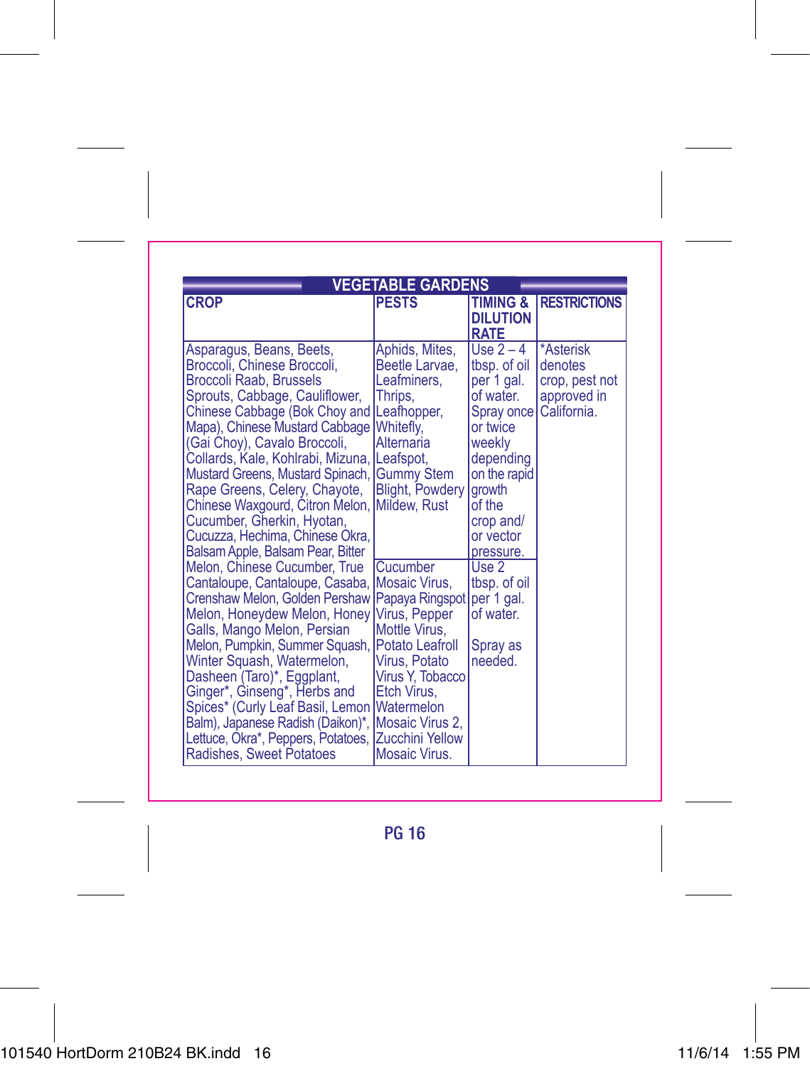| VEGETABLE GARDENS | | | |
|---|---|---|---|
| **CROP** | **PESTS** | **TIMING & DILUTION RATE** | **RESTRICTIONS** |
| Asparagus, Beans, Beets, Broccoli, Chinese Broccoli, Broccoli Raab, Brussels Sprouts, Cabbage, Cauliflower, Chinese Cabbage (Bok Choy and Mapa), Chinese Mustard Cabbage (Gai Choy), Cavalo Broccoli, Collards, Kale, Kohlrabi, Mizuna, Mustard Greens, Mustard Spinach, Rape Greens, Celery, Chayote, Chinese Waxgourd, Citron Melon, Cucumber, Gherkin, Hyotan, Cucuzza, Hechima, Chinese Okra, Balsam Apple, Balsam Pear, Bitter Melon, Chinese Cucumber, True Cantaloupe, Cantaloupe, Casaba, Crenshaw Melon, Golden Pershaw Melon, Honeydew Melon, Honey Galls, Mango Melon, Persian Melon, Pumpkin, Summer Squash, Winter Squash, Watermelon, Dasheen (Taro)*, Eggplant, Ginger*, Ginseng*, Herbs and Spices* (Curly Leaf Basil, Lemon Balm), Japanese Radish (Daikon)*, Lettuce, Okra*, Peppers, Potatoes, Radishes, Sweet Potatoes | Aphids, Mites, Beetle Larvae, Leafminers, Thrips, Leafhopper, Whitefly, Alternaria Leafspot, Gummy Stem Blight, Powdery Mildew, Rust | Use 2 – 4 tbsp. of oil per 1 gal. of water. Spray once or twice weekly depending on the rapid growth of the crop and/or vector pressure. | *Asterisk denotes crop, pest not approved in California. |
| | Cucumber Mosaic Virus, Papaya Ringspot Virus, Pepper Mottle Virus, Potato Leafroll Virus, Potato Virus Y, Tobacco Etch Virus, Watermelon Mosaic Virus 2, Zucchini Yellow Mosaic Virus. | Use 2 tbsp. of oil per 1 gal. of water.<br><br>Spray as needed. | |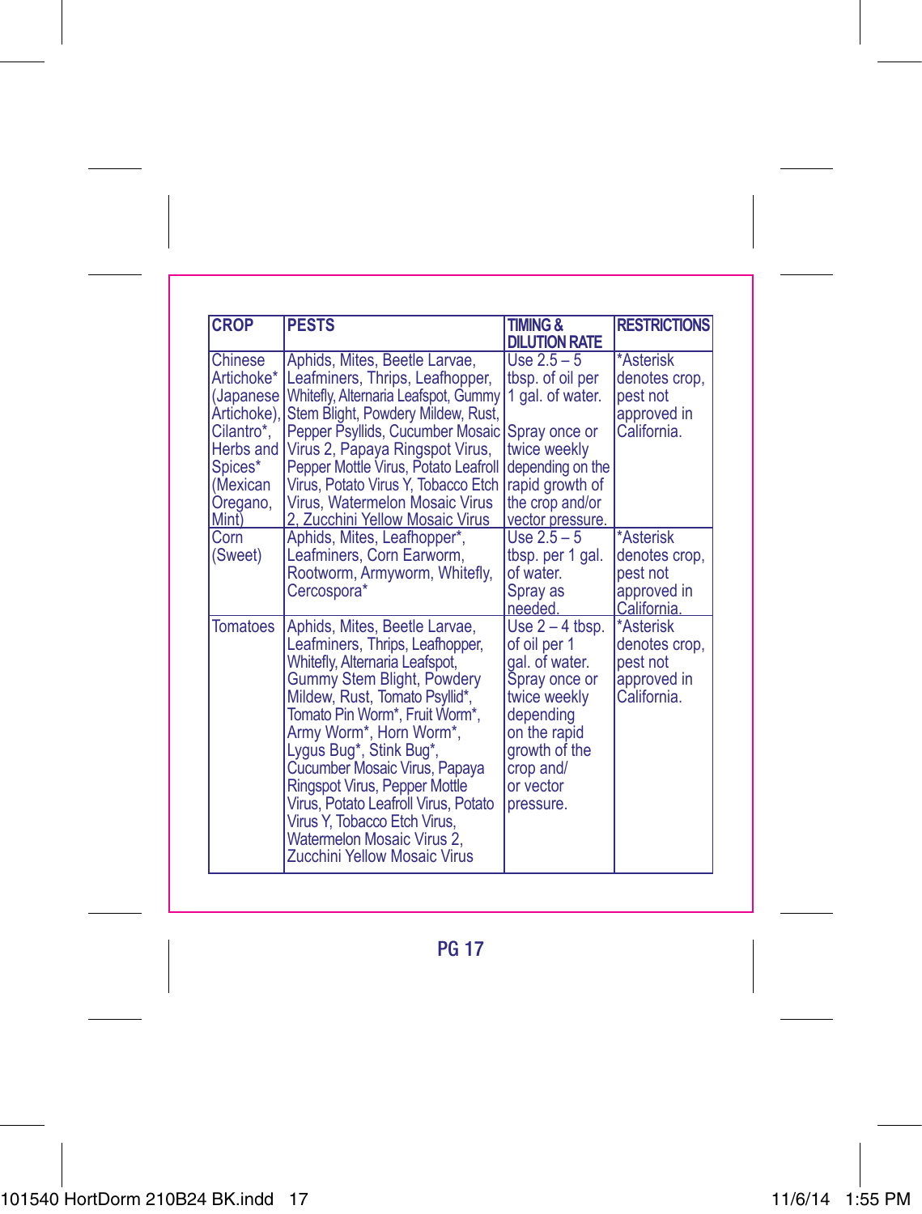| CROP | PESTS | TIMING & DILUTION RATE | RESTRICTIONS |
| --- | --- | --- | --- |
| Chinese Artichoke* (Japanese Artichoke), Cilantro*, Herbs and Spices* (Mexican Oregano, Mint) | Aphids, Mites, Beetle Larvae, Leafminers, Thrips, Leafhopper, Whitefly, Alternaria Leafspot, Gummy Stem Blight, Powdery Mildew, Rust, Pepper Psyllids, Cucumber Mosaic Virus 2, Papaya Ringspot Virus, Pepper Mottle Virus, Potato Leafroll Virus, Potato Virus Y, Tobacco Etch Virus, Watermelon Mosaic Virus 2, Zucchini Yellow Mosaic Virus | Use 2.5 – 5 tbsp. of oil per 1 gal. of water. Spray once or twice weekly depending on the rapid growth of the crop and/or vector pressure. | *Asterisk denotes crop, pest not approved in California. |
| Corn (Sweet) | Aphids, Mites, Leafhopper*, Leafminers, Corn Earworm, Rootworm, Armyworm, Whitefly, Cercospora* | Use 2.5 – 5 tbsp. per 1 gal. of water. Spray as needed. | *Asterisk denotes crop, pest not approved in California. |
| Tomatoes | Aphids, Mites, Beetle Larvae, Leafminers, Thrips, Leafhopper, Whitefly, Alternaria Leafspot, Gummy Stem Blight, Powdery Mildew, Rust, Tomato Psyllid*, Tomato Pin Worm*, Fruit Worm*, Army Worm*, Horn Worm*, Lygus Bug*, Stink Bug*, Cucumber Mosaic Virus, Papaya Ringspot Virus, Pepper Mottle Virus, Potato Leafroll Virus, Potato Virus Y, Tobacco Etch Virus, Watermelon Mosaic Virus 2, Zucchini Yellow Mosaic Virus | Use 2 – 4 tbsp. of oil per 1 gal. of water. Spray once or twice weekly depending on the rapid growth of the crop and/ or vector pressure. | *Asterisk denotes crop, pest not approved in California. |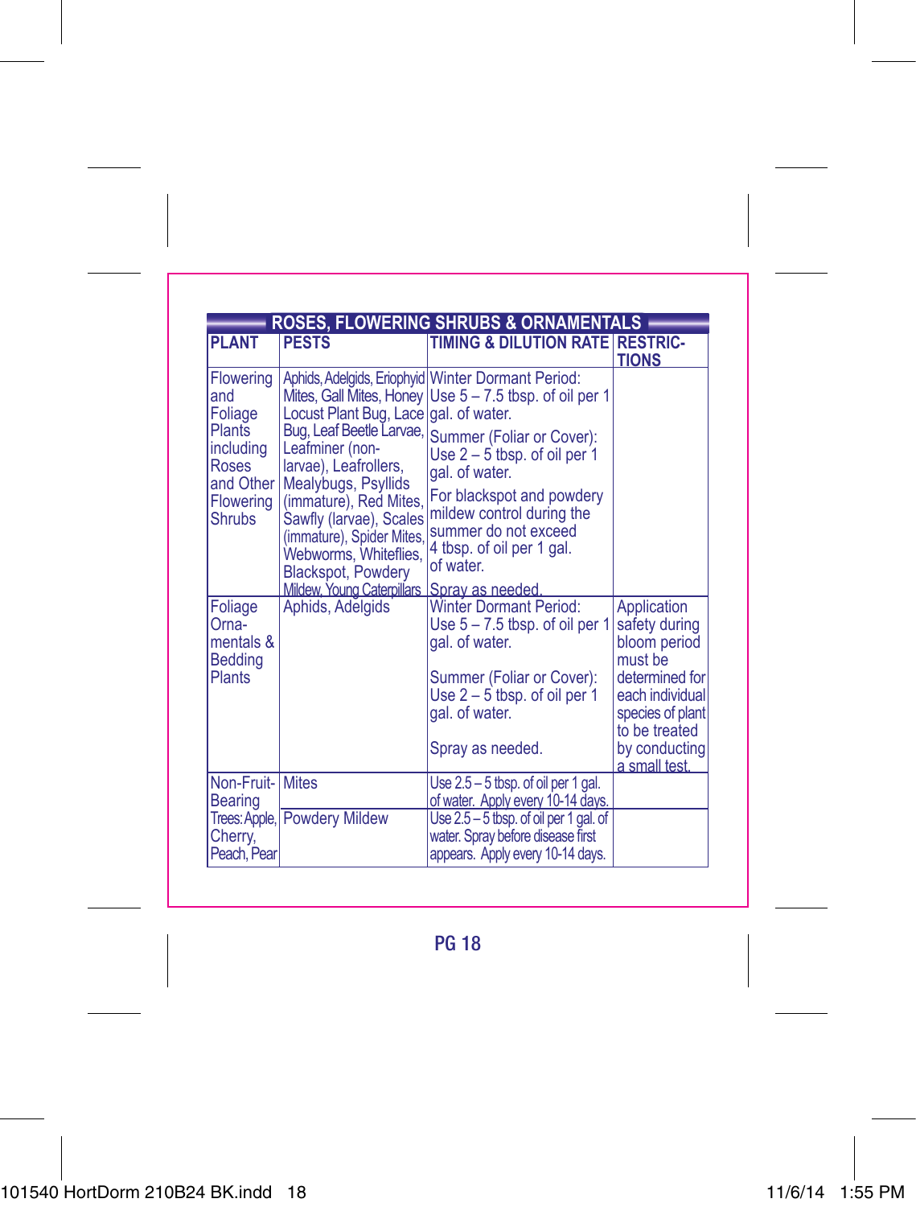## ROSES, FLOWERING SHRUBS & ORNAMENTALS

| PLANT | PESTS | TIMING & DILUTION RATE | RESTRICTIONS |
|---|---|---|---|
| Flowering and Foliage Plants including Roses and Other Flowering Shrubs | Aphids, Adelgids, Eriophyid Mites, Gall Mites, Honey Locust Plant Bug, Lace Bug, Leaf Beetle Larvae, Leafminer (non-larvae), Leafrollers, Mealybugs, Psyllids (immature), Red Mites, Sawfly (larvae), Scales (immature), Spider Mites, Webworms, Whiteflies, Blackspot, Powdery Mildew, Young Caterpillars | Winter Dormant Period: Use 5 – 7.5 tbsp. of oil per 1 gal. of water. Summer (Foliar or Cover): Use 2 – 5 tbsp. of oil per 1 gal. of water. For blackspot and powdery mildew control during the summer do not exceed 4 tbsp. of oil per 1 gal. of water. Spray as needed. | |
| Foliage Ornamentals & Bedding Plants | Aphids, Adelgids | Winter Dormant Period: Use 5 – 7.5 tbsp. of oil per 1 gal. of water. Summer (Foliar or Cover): Use 2 – 5 tbsp. of oil per 1 gal. of water. Spray as needed. | Application safety during bloom period must be determined for each individual species of plant to be treated by conducting a small test. |
| Non-Fruit-Bearing Trees: Apple, Cherry, Peach, Pear | Mites | Use 2.5 – 5 tbsp. of oil per 1 gal. of water. Apply every 10-14 days. | |
| | Powdery Mildew | Use 2.5 – 5 tbsp. of oil per 1 gal. of water. Spray before disease first appears. Apply every 10-14 days. | |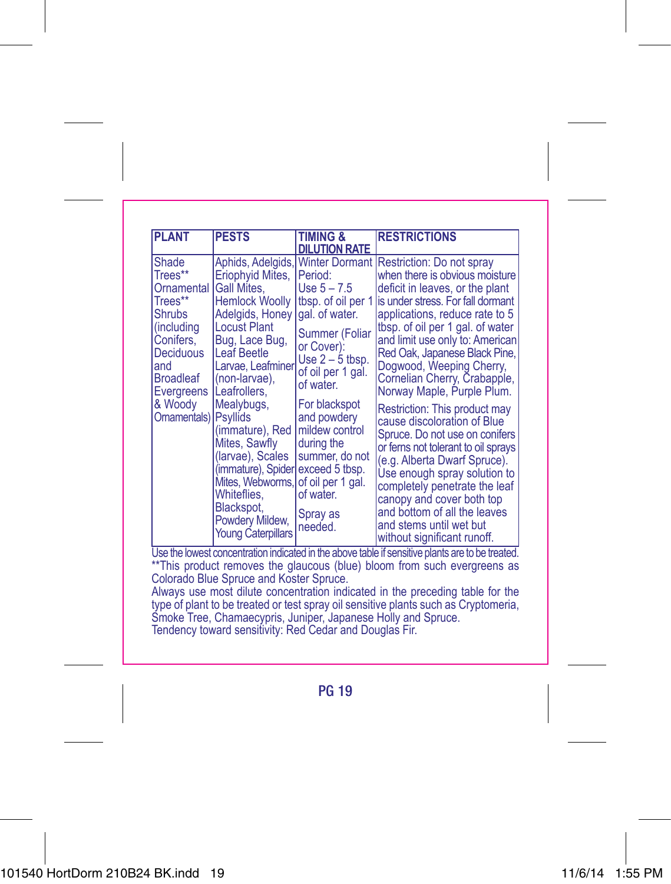| PLANT | PESTS | TIMING & DILUTION RATE | RESTRICTIONS |
|---|---|---|---|
| Shade Trees** Ornamental Trees** Shrubs (including Conifers, Deciduous and Broadleaf Evergreens & Woody Ornamentals) | Aphids, Adelgids, Eriophyid Mites, Gall Mites, Hemlock Woolly Adelgids, Honey Locust Plant Bug, Lace Bug, Leaf Beetle Larvae, Leafminer (non-larvae), Leafrollers, Mealybugs, Psyllids (immature), Red Mites, Sawfly (larvae), Scales (immature), Spider Mites, Webworms, Whiteflies, Blackspot, Powdery Mildew, Young Caterpillars | Winter Dormant Period: Use 5 – 7.5 tbsp. of oil per 1 gal. of water.<br><br>Summer (Foliar or Cover): Use 2 – 5 tbsp. of oil per 1 gal. of water.<br><br>For blackspot and powdery mildew control during the summer, do not exceed 5 tbsp. of oil per 1 gal. of water.<br><br>Spray as needed. | Restriction: Do not spray when there is obvious moisture deficit in leaves, or the plant is under stress. For fall dormant applications, reduce rate to 5 tbsp. of oil per 1 gal. of water and limit use only to: American Red Oak, Japanese Black Pine, Dogwood, Weeping Cherry, Cornelian Cherry, Crabapple, Norway Maple, Purple Plum.<br><br>Restriction: This product may cause discoloration of Blue Spruce. Do not use on conifers or ferns not tolerant to oil sprays (e.g. Alberta Dwarf Spruce). Use enough spray solution to completely penetrate the leaf canopy and cover both top and bottom of all the leaves and stems until wet but without significant runoff. |

Use the lowest concentration indicated in the above table if sensitive plants are to be treated.

**This product removes the glaucous (blue) bloom from such evergreens as Colorado Blue Spruce and Koster Spruce.

Always use most dilute concentration indicated in the preceding table for the type of plant to be treated or test spray oil sensitive plants such as Cryptomeria, Smoke Tree, Chamaecypris, Juniper, Japanese Holly and Spruce.

Tendency toward sensitivity: Red Cedar and Douglas Fir.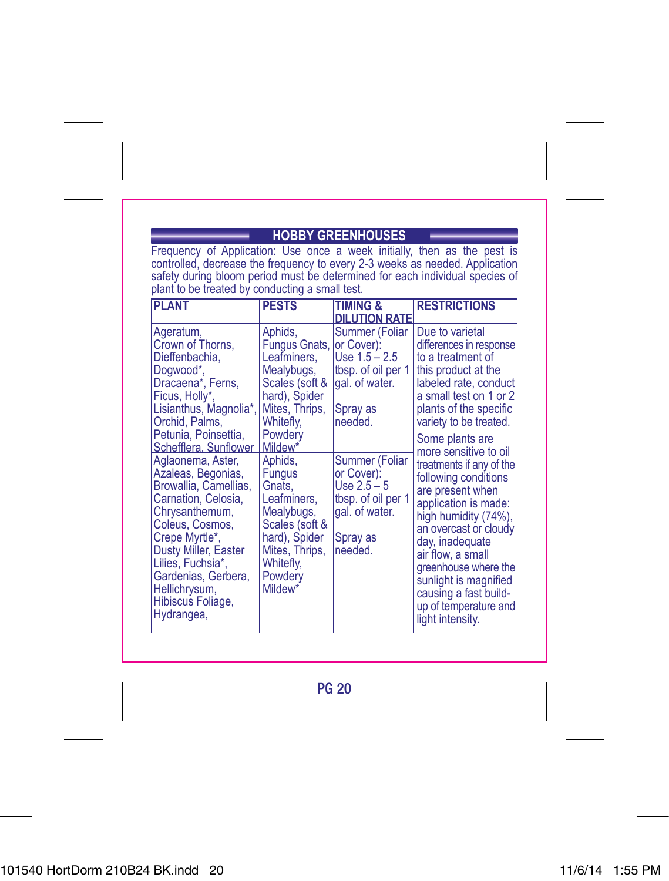## HOBBY GREENHOUSES

Frequency of Application: Use once a week initially, then as the pest is controlled, decrease the frequency to every 2-3 weeks as needed. Application safety during bloom period must be determined for each individual species of plant to be treated by conducting a small test.

| PLANT | PESTS | TIMING & DILUTION RATE | RESTRICTIONS |
|---|---|---|---|
| Ageratum, Crown of Thorns, Dieffenbachia, Dogwood*, Dracaena*, Ferns, Ficus, Holly*, Lisianthus, Magnolia*, Orchid, Palms, Petunia, Poinsettia, Schefflera, Sunflower | Aphids, Fungus Gnats, Leafminers, Mealybugs, Scales (soft & hard), Spider Mites, Thrips, Whitefly, Powdery Mildew* | Summer (Foliar or Cover): Use 1.5 – 2.5 tbsp. of oil per 1 gal. of water.<br><br>Spray as needed. | Due to varietal differences in response to a treatment of this product at the labeled rate, conduct a small test on 1 or 2 plants of the specific variety to be treated.<br><br>Some plants are more sensitive to oil treatments if any of the following conditions are present when application is made: high humidity (74%), an overcast or cloudy day, inadequate air flow, a small greenhouse where the sunlight is magnified causing a fast build-up of temperature and light intensity. |
| Aglaonema, Aster, Azaleas, Begonias, Browallia, Camellias, Carnation, Celosia, Chrysanthemum, Coleus, Cosmos, Crepe Myrtle*, Dusty Miller, Easter Lilies, Fuchsia*, Gardenias, Gerbera, Hellichrysum, Hibiscus Foliage, Hydrangea, | Aphids, Fungus Gnats, Leafminers, Mealybugs, Scales (soft & hard), Spider Mites, Thrips, Whitefly, Powdery Mildew* | Summer (Foliar or Cover): Use 2.5 – 5 tbsp. of oil per 1 gal. of water.<br><br>Spray as needed. | |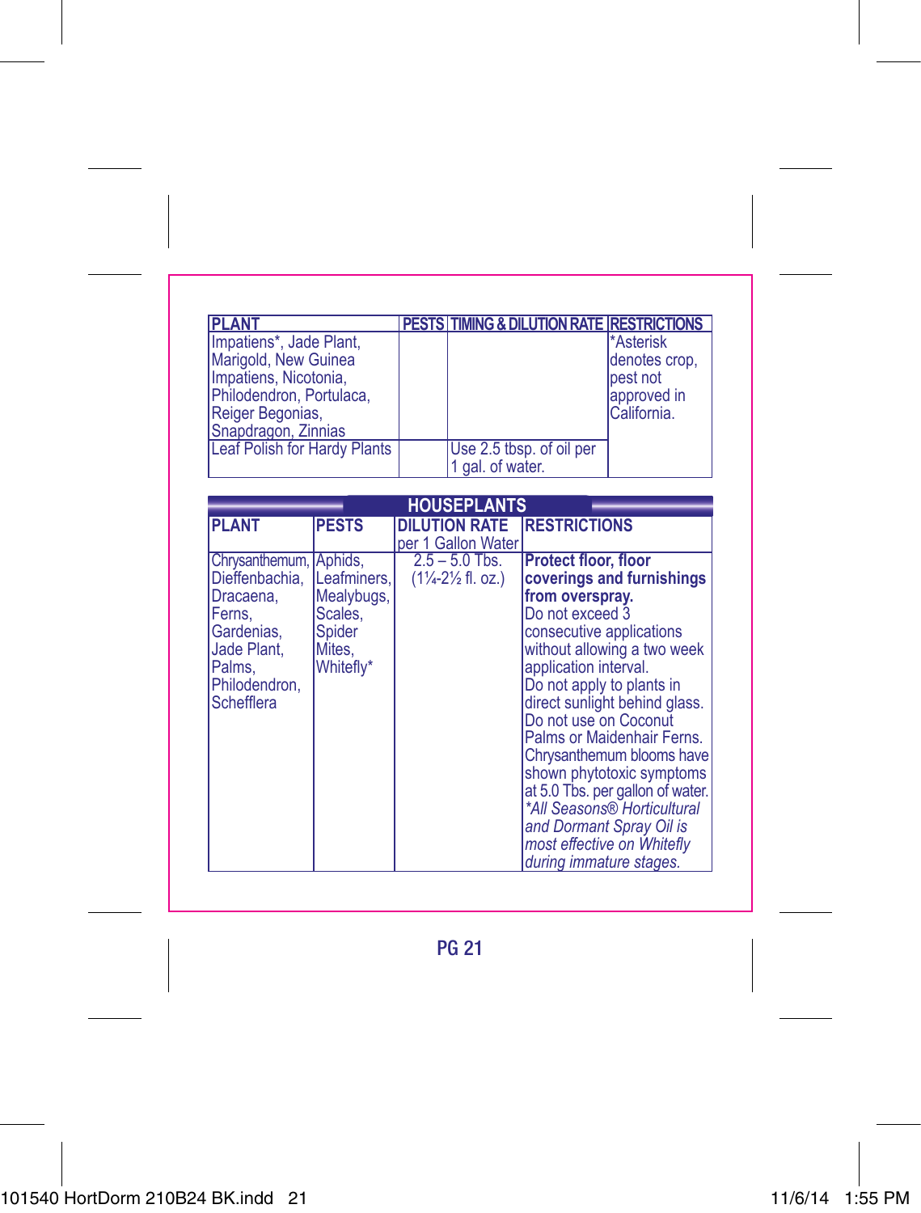| PLANT | PESTS | TIMING & DILUTION RATE | RESTRICTIONS |
|---|---|---|---|
| Impatiens*, Jade Plant, Marigold, New Guinea Impatiens, Nicotonia, Philodendron, Portulaca, Reiger Begonias, Snapdragon, Zinnias | | | *Asterisk denotes crop, pest not approved in California. |
| Leaf Polish for Hardy Plants | | Use 2.5 tbsp. of oil per 1 gal. of water. | |

## HOUSEPLANTS

| PLANT | PESTS | DILUTION RATE per 1 Gallon Water | RESTRICTIONS |
|---|---|---|---|
| Chrysanthemum, Dieffenbachia, Dracaena, Ferns, Gardenias, Jade Plant, Palms, Philodendron, Schefflera | Aphids, Leafminers, Mealybugs, Scales, Spider Mites, Whitefly* | 2.5 – 5.0 Tbs. (1¼-2½ fl. oz.) | **Protect floor, floor coverings and furnishings from overspray.** Do not exceed 3 consecutive applications without allowing a two week application interval. Do not apply to plants in direct sunlight behind glass. Do not use on Coconut Palms or Maidenhair Ferns. Chrysanthemum blooms have shown phytotoxic symptoms at 5.0 Tbs. per gallon of water. *\*All Seasons® Horticultural and Dormant Spray Oil is most effective on Whitefly during immature stages.* |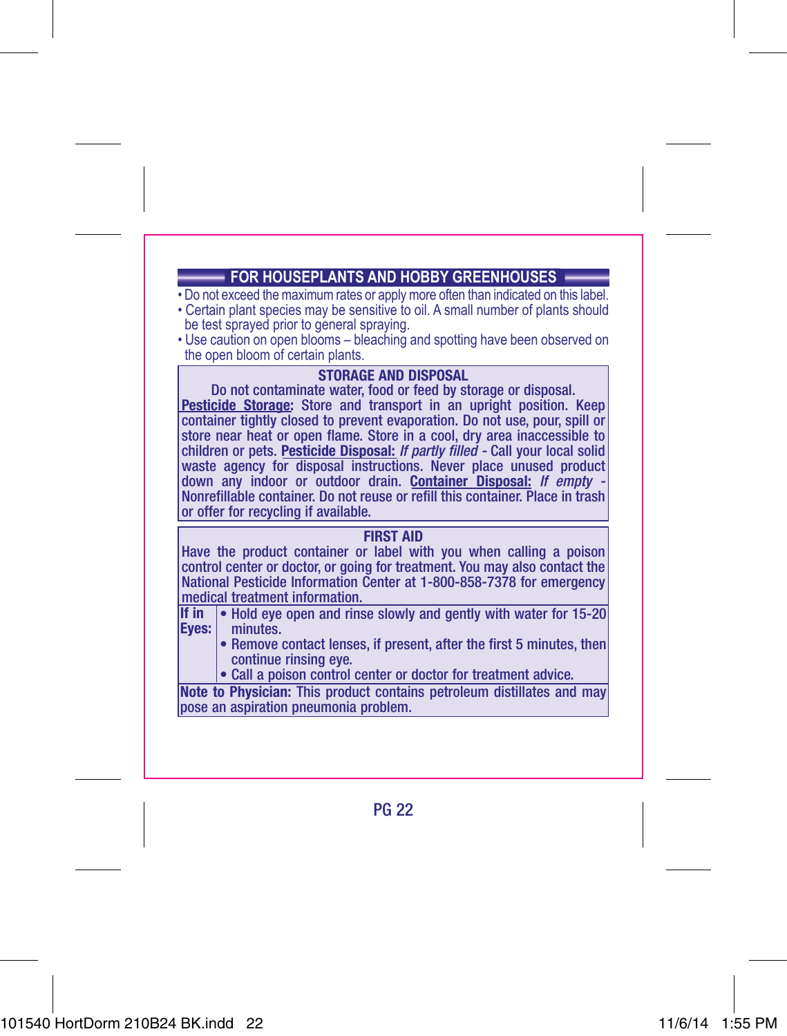## FOR HOUSEPLANTS AND HOBBY GREENHOUSES

- Do not exceed the maximum rates or apply more often than indicated on this label.
- Certain plant species may be sensitive to oil. A small number of plants should be test sprayed prior to general spraying.
- Use caution on open blooms – bleaching and spotting have been observed on the open bloom of certain plants.

### STORAGE AND DISPOSAL

Do not contaminate water, food or feed by storage or disposal.

**Pesticide Storage:** Store and transport in an upright position. Keep container tightly closed to prevent evaporation. Do not use, pour, spill or store near heat or open flame. Store in a cool, dry area inaccessible to children or pets. **Pesticide Disposal:** *If partly filled* - Call your local solid waste agency for disposal instructions. Never place unused product down any indoor or outdoor drain. **Container Disposal:** *If empty* - Nonrefillable container. Do not reuse or refill this container. Place in trash or offer for recycling if available.

### FIRST AID

Have the product container or label with you when calling a poison control center or doctor, or going for treatment. You may also contact the National Pesticide Information Center at 1-800-858-7378 for emergency medical treatment information.

| | |
|---|---|
| **If in Eyes:** | • Hold eye open and rinse slowly and gently with water for 15-20 minutes.<br>• Remove contact lenses, if present, after the first 5 minutes, then continue rinsing eye.<br>• Call a poison control center or doctor for treatment advice. |

**Note to Physician:** This product contains petroleum distillates and may pose an aspiration pneumonia problem.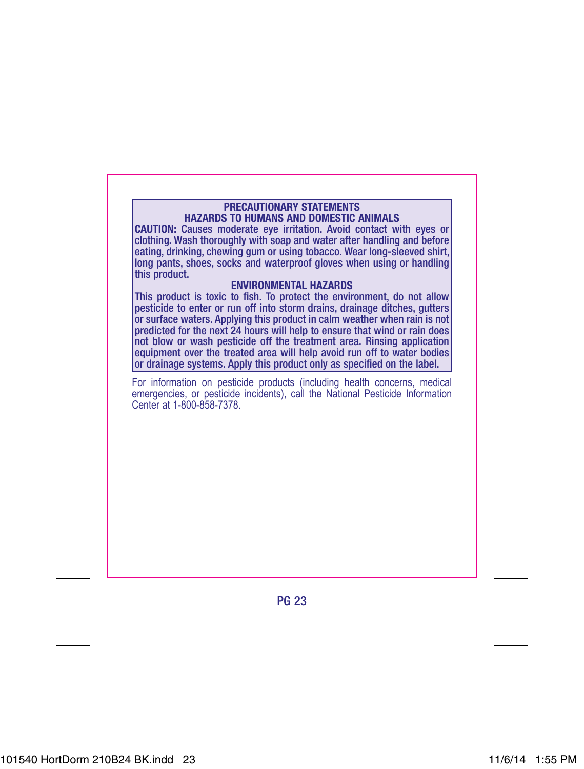## PRECAUTIONARY STATEMENTS

### HAZARDS TO HUMANS AND DOMESTIC ANIMALS

**CAUTION:** Causes moderate eye irritation. Avoid contact with eyes or clothing. Wash thoroughly with soap and water after handling and before eating, drinking, chewing gum or using tobacco. Wear long-sleeved shirt, long pants, shoes, socks and waterproof gloves when using or handling this product.

### ENVIRONMENTAL HAZARDS

This product is toxic to fish. To protect the environment, do not allow pesticide to enter or run off into storm drains, drainage ditches, gutters or surface waters. Applying this product in calm weather when rain is not predicted for the next 24 hours will help to ensure that wind or rain does not blow or wash pesticide off the treatment area. Rinsing application equipment over the treated area will help avoid run off to water bodies or drainage systems. Apply this product only as specified on the label.

For information on pesticide products (including health concerns, medical emergencies, or pesticide incidents), call the National Pesticide Information Center at 1-800-858-7378.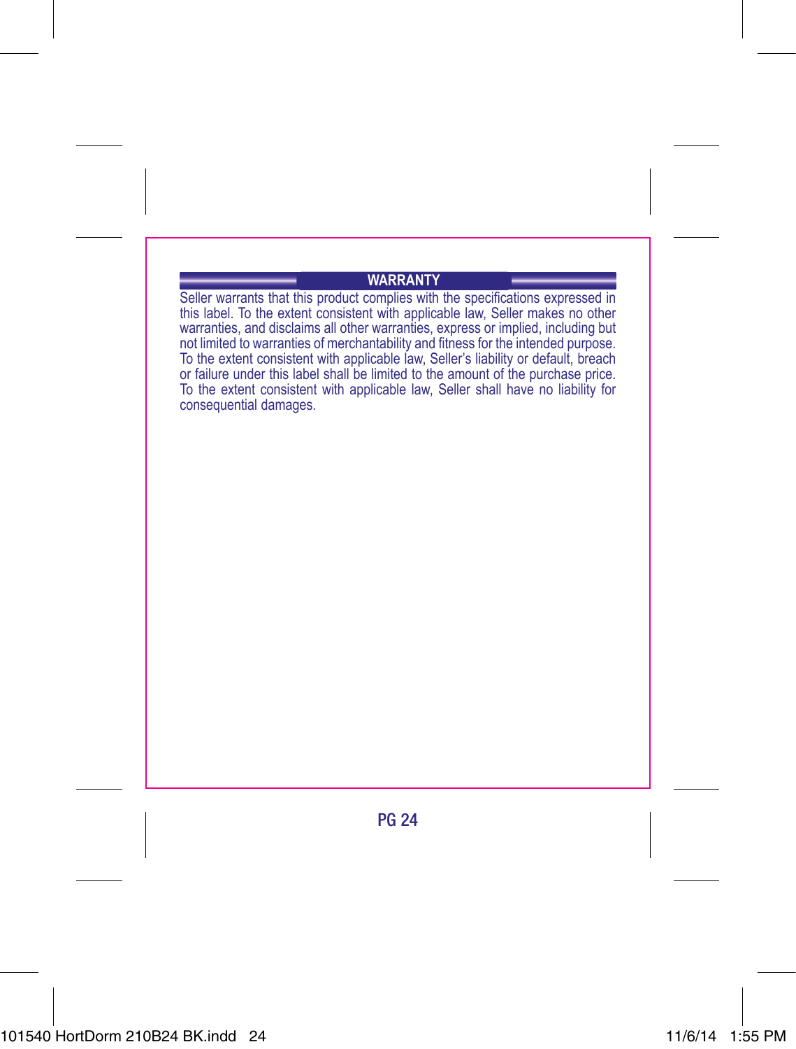## WARRANTY

Seller warrants that this product complies with the specifications expressed in this label. To the extent consistent with applicable law, Seller makes no other warranties, and disclaims all other warranties, express or implied, including but not limited to warranties of merchantability and fitness for the intended purpose. To the extent consistent with applicable law, Seller's liability or default, breach or failure under this label shall be limited to the amount of the purchase price. To the extent consistent with applicable law, Seller shall have no liability for consequential damages.